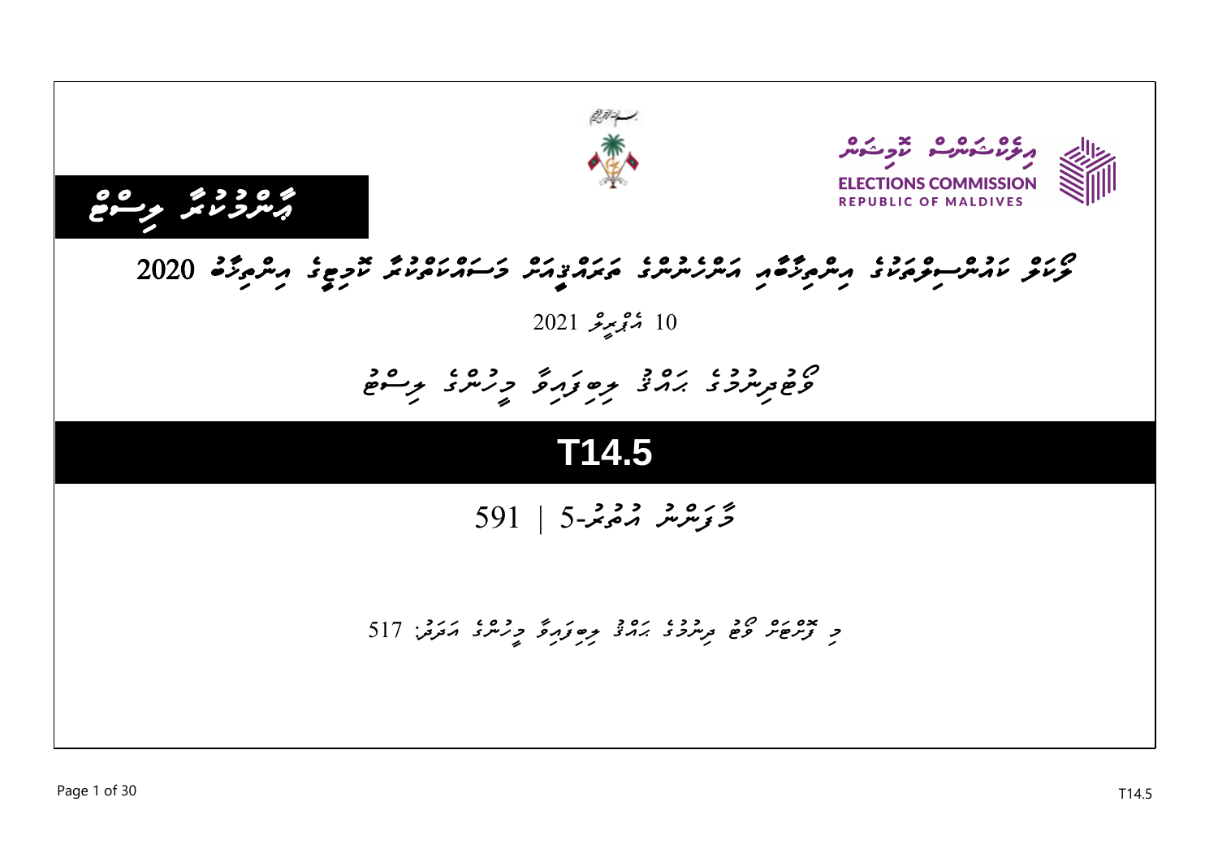بِسْمِ اللّٰهِ الرَّحْمٰنِ الرَّحِيْم

އިލެކްޝަންސް ކޮމިޝަން

ELECTIONS COMMISSION
REPUBLIC OF MALDIVES

އަންނުވާރާ ލިސްޓް

# ލޯކަލް ކައުންސިލްތަކުގެ އިންތިޚާބާއި އަންހެނުންގެ ތަރައްޤީއަށް މަސައްކަތްކުރާ ކޮމިޓީގެ އިންތިޚާބު 2020

10 އެޕްރީލް 2021

## ވޯޓުދިނުމުގެ ޙައްޤު ލިބިފައިވާ މީހުންގެ ލިސްޓު

# T14.5

## މާފަންނު އުތުރު-5 | 591

މި ފޮށިބަން ވޯޓު ދިނުމުގެ ޙައްޤު ލިބިފައިވާ މީހުންގެ އަދަދު: 517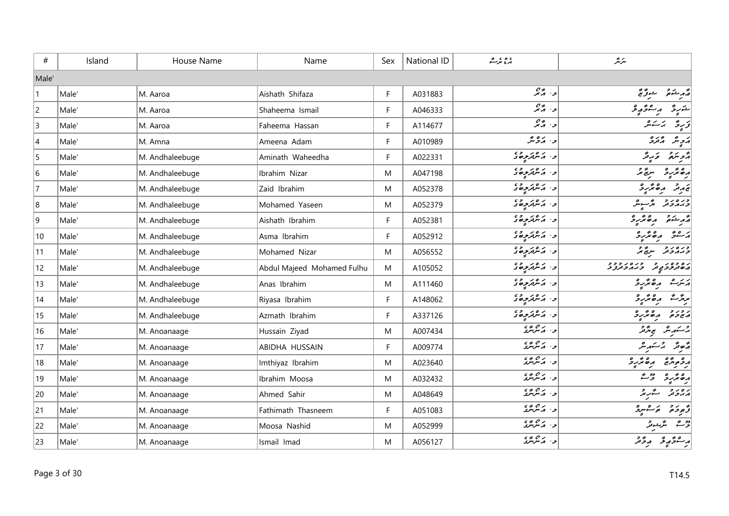| # | Island | House Name | Name | Sex | National ID | ގެއެއްގެ ނަން | ނަން |
|---|---|---|---|---|---|---|---|
| Male' | | | | | | | |
| 1 | Male' | M. Aaroa | Aishath Shifaza | F | A031883 | މ. އާރޯ | އައިޝަތު ޝިފާޒާ |
| 2 | Male' | M. Aaroa | Shaheema Ismail | F | A046333 | މ. އާރޯ | ޝަހީމާ އިސްމާއީލް |
| 3 | Male' | M. Aaroa | Faheema Hassan | F | A114677 | މ. އާރޯ | ފަހީމާ ޙަސަން |
| 4 | Male' | M. Amna | Ameena Adam | F | A010989 | މ. އަމްނާ | އަމީނާ އާދަމް |
| 5 | Male' | M. Andhaleebuge | Aminath Waheedha | F | A022331 | މ. އަންދަލީބުގެ | އާމިނަތު ވަޙީދާ |
| 6 | Male' | M. Andhaleebuge | Ibrahim Nizar | M | A047198 | މ. އަންދަލީބުގެ | އިބްރާހީމް ނިޒާރު |
| 7 | Male' | M. Andhaleebuge | Zaid Ibrahim | M | A052378 | މ. އަންދަލީބުގެ | ޒައިދު އިބްރާހީމް |
| 8 | Male' | M. Andhaleebuge | Mohamed Yaseen | M | A052379 | މ. އަންދަލީބުގެ | މުޙައްމަދު ޔާސީން |
| 9 | Male' | M. Andhaleebuge | Aishath Ibrahim | F | A052381 | މ. އަންދަލީބުގެ | އައިޝަތު އިބްރާހީމް |
| 10 | Male' | M. Andhaleebuge | Asma Ibrahim | F | A052912 | މ. އަންދަލީބުގެ | އަސްމާ އިބްރާހީމް |
| 11 | Male' | M. Andhaleebuge | Mohamed Nizar | M | A056552 | މ. އަންދަލީބުގެ | މުޙައްމަދު ނިޒާރު |
| 12 | Male' | M. Andhaleebuge | Abdul Majeed Mohamed Fulhu | M | A105052 | މ. އަންދަލީބުގެ | އަބްދުލްމަޖީދު މުޙައްމަދުފުޅު |
| 13 | Male' | M. Andhaleebuge | Anas Ibrahim | M | A111460 | މ. އަންދަލީބުގެ | އަނަސް އިބްރާހީމް |
| 14 | Male' | M. Andhaleebuge | Riyasa Ibrahim | F | A148062 | މ. އަންދަލީބުގެ | ރިޔާސާ އިބްރާހީމް |
| 15 | Male' | M. Andhaleebuge | Azmath Ibrahim | F | A337126 | މ. އަންދަލީބުގެ | އަޒްމަތު އިބްރާހީމް |
| 16 | Male' | M. Anoanaage | Hussain Ziyad | M | A007434 | މ. އަނޯނާގެ | ޙުސައިން ޒިޔާދު |
| 17 | Male' | M. Anoanaage | ABIDHA HUSSAIN | F | A009774 | މ. އަނޯނާގެ | އާބިދާ ޙުސައިން |
| 18 | Male' | M. Anoanaage | Imthiyaz Ibrahim | M | A023640 | މ. އަނޯނާގެ | އިމްތިޔާޒް އިބްރާހީމް |
| 19 | Male' | M. Anoanaage | Ibrahim Moosa | M | A032432 | މ. އަނޯނާގެ | އިބްރާހީމް މޫސާ |
| 20 | Male' | M. Anoanaage | Ahmed Sahir | M | A048649 | މ. އަނޯނާގެ | އަޙްމަދު ސާހިރު |
| 21 | Male' | M. Anoanaage | Fathimath Thasneem | F | A051083 | މ. އަނޯނާގެ | ފާތިމަތު ތަސްނީމް |
| 22 | Male' | M. Anoanaage | Moosa Nashid | M | A052999 | މ. އަނޯނާގެ | މޫސާ ނާޝިދު |
| 23 | Male' | M. Anoanaage | Ismail Imad | M | A056127 | މ. އަނޯނާގެ | އިސްމާއީލް އިމާދު |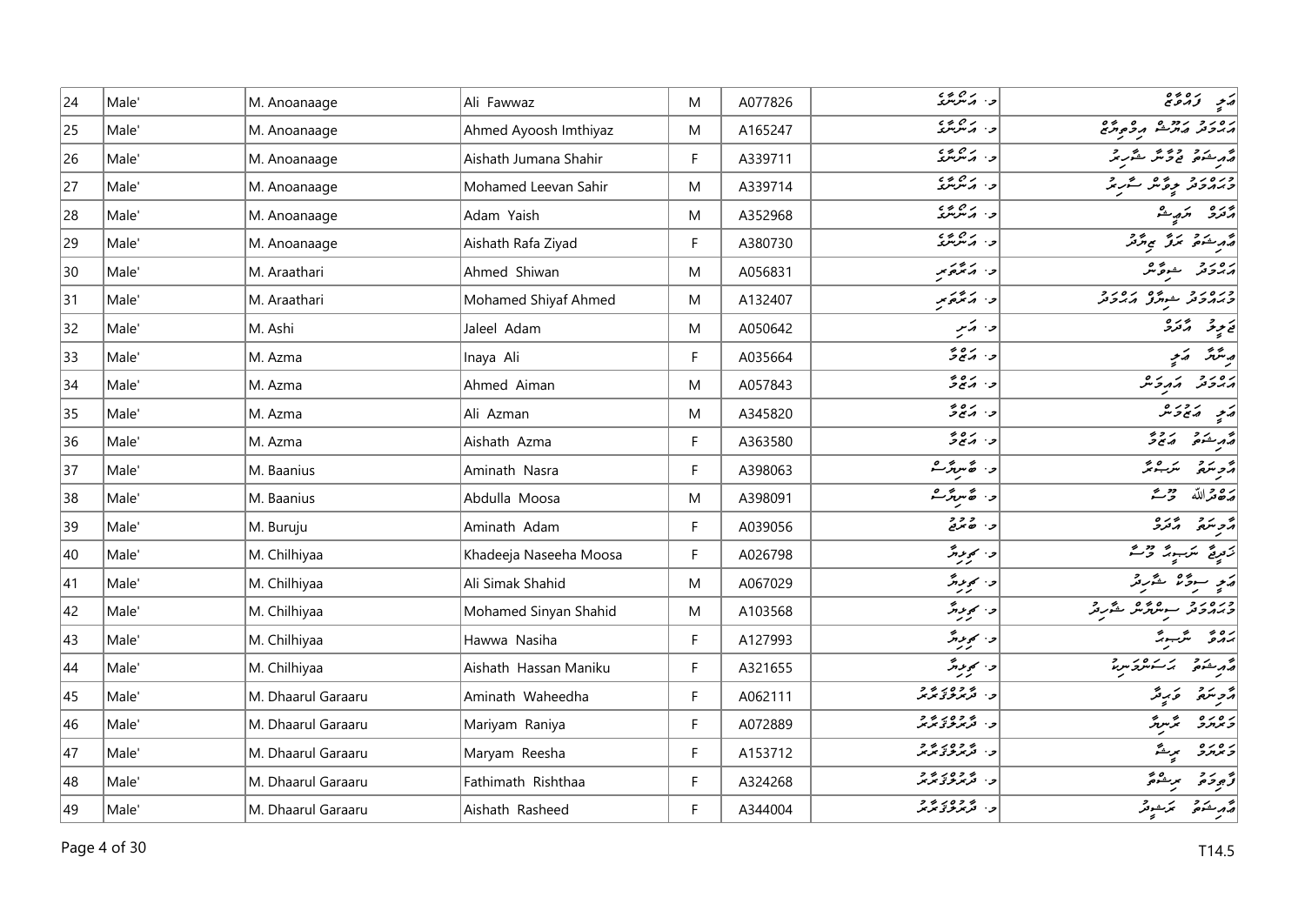| 24 | Male' | M. Anoanaage | Ali Fawwaz | M | A077826 | މ. އަނޯނާގެ | އަލި ފައްވާޒު |
|---|---|---|---|---|---|---|---|
| 25 | Male' | M. Anoanaage | Ahmed Ayoosh Imthiyaz | M | A165247 | މ. އަނޯނާގެ | އަޙްމަދު އަޔޫޝް އިމްތިޔާޒު |
| 26 | Male' | M. Anoanaage | Aishath Jumana Shahir | F | A339711 | މ. އަނޯނާގެ | އާއިޝަތު ޖުމާނާ ޝާހިރު |
| 27 | Male' | M. Anoanaage | Mohamed Leevan Sahir | M | A339714 | މ. އަނޯނާގެ | މުޙައްމަދު ލީވާން ސާހިރު |
| 28 | Male' | M. Anoanaage | Adam Yaish | M | A352968 | މ. އަނޯނާގެ | އާދަމް ޔައިޝް |
| 29 | Male' | M. Anoanaage | Aishath Rafa Ziyad | F | A380730 | މ. އަނޯނާގެ | އާއިޝަތު ރަފާ ޒިޔާދު |
| 30 | Male' | M. Araathari | Ahmed Shiwan | M | A056831 | މ. އަރާތަރި | އަޙްމަދު ޝިވާން |
| 31 | Male' | M. Araathari | Mohamed Shiyaf Ahmed | M | A132407 | މ. އަރާތަރި | މުޙައްމަދު ޝިޔާފު އަޙްމަދު |
| 32 | Male' | M. Ashi | Jaleel Adam | M | A050642 | މ. އަޝި | ޖަލީލު އާދަމް |
| 33 | Male' | M. Azma | Inaya Ali | F | A035664 | މ. އަޒްމާ | އިނާޔާ އަލި |
| 34 | Male' | M. Azma | Ahmed Aiman | M | A057843 | މ. އަޒްމާ | އަޙްމަދު އައިމަން |
| 35 | Male' | M. Azma | Ali Azman | M | A345820 | މ. އަޒްމާ | އަލި އަޒްމާން |
| 36 | Male' | M. Azma | Aishath Azma | F | A363580 | މ. އަޒްމާ | އާއިޝަތު އަޒްމާ |
| 37 | Male' | M. Baanius | Aminath Nasra | F | A398063 | މ. ބާނިޔަސް | އާމިނަތު ނަސްރާ |
| 38 | Male' | M. Baanius | Abdulla Moosa | M | A398091 | މ. ބާނިޔަސް | އަބްދުﷲ މޫސާ |
| 39 | Male' | M. Buruju | Aminath Adam | F | A039056 | މ. ބުރުޖު | އާމިނަތު އާދަމް |
| 40 | Male' | M. Chilhiyaa | Khadeeja Naseeha Moosa | F | A026798 | މ. ޗިލްހިޔާ | ޚަދީޖާ ނަސީހާ މޫސާ |
| 41 | Male' | M. Chilhiyaa | Ali Simak Shahid | M | A067029 | މ. ޗިލްހިޔާ | އަލި ސިމާކް ޝާހިދު |
| 42 | Male' | M. Chilhiyaa | Mohamed Sinyan Shahid | M | A103568 | މ. ޗިލްހިޔާ | މުޙައްމަދު ސިންޔާން ޝާހިދު |
| 43 | Male' | M. Chilhiyaa | Hawwa Nasiha | F | A127993 | މ. ޗިލްހިޔާ | ހައްވާ ނާސިހާ |
| 44 | Male' | M. Chilhiyaa | Aishath Hassan Maniku | F | A321655 | މ. ޗިލްހިޔާ | އާއިޝަތު ހަސަންމަނިކު |
| 45 | Male' | M. Dhaarul Garaaru | Aminath Waheedha | F | A062111 | މ. ދާރުލްގަރާރު | އާމިނަތު ވަހީދާ |
| 46 | Male' | M. Dhaarul Garaaru | Mariyam Raniya | F | A072889 | މ. ދާރުލްގަރާރު | މަރިޔަމް ރާނިޔާ |
| 47 | Male' | M. Dhaarul Garaaru | Maryam Reesha | F | A153712 | މ. ދާރުލްގަރާރު | މަރިޔަމް ރީޝާ |
| 48 | Male' | M. Dhaarul Garaaru | Fathimath Rishthaa | F | A324268 | މ. ދާރުލްގަރާރު | ފާތިމަތު ރިޝްތާ |
| 49 | Male' | M. Dhaarul Garaaru | Aishath Rasheed | F | A344004 | މ. ދާރުލްގަރާރު | އާއިޝަތު ރަޝީދު |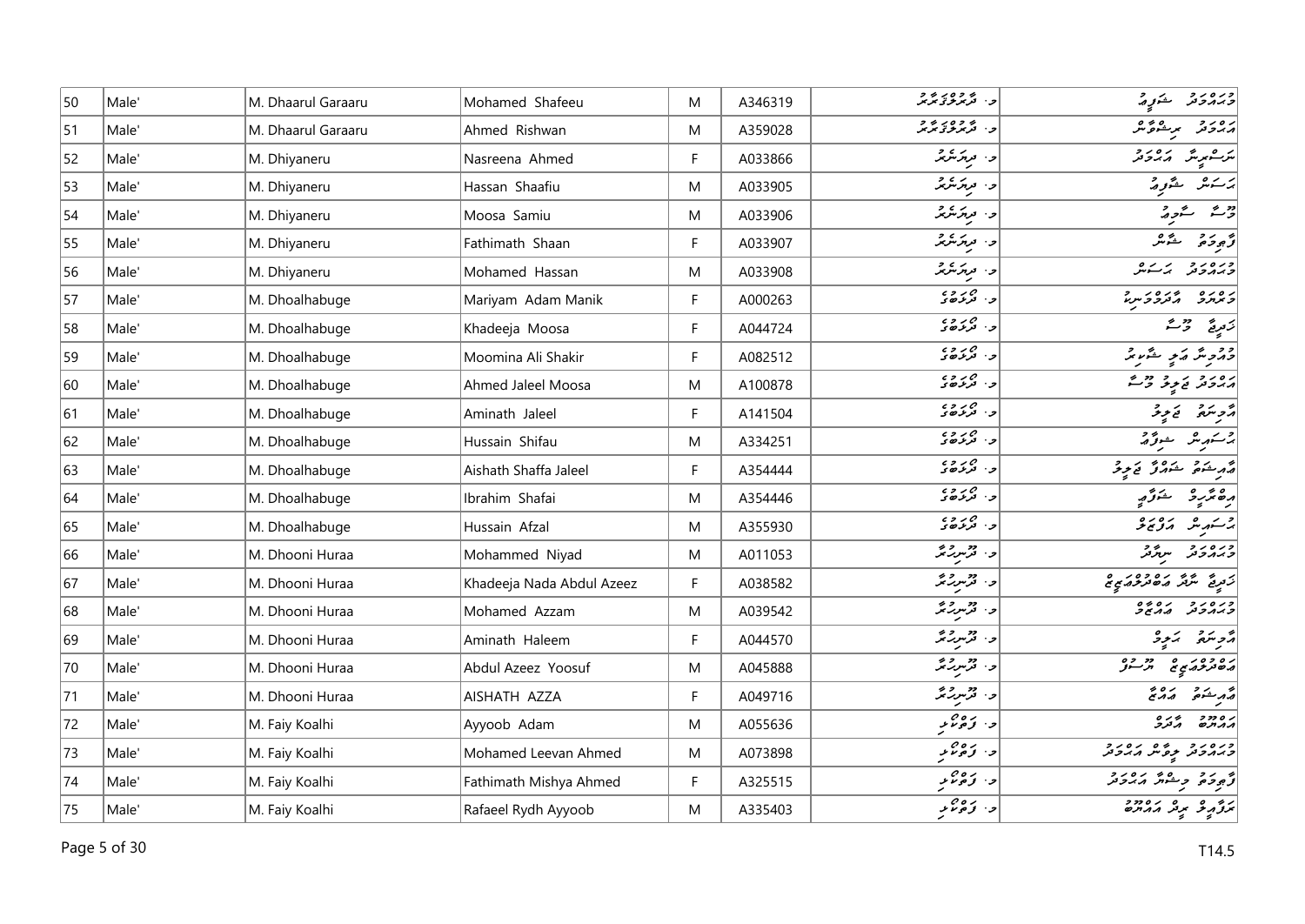| 50 | Male' | M. Dhaarul Garaaru | Mohamed Shafeeu | M | A346319 | މ. ދާރުލްގަރާރު | މުޙައްމަދު ޝަފީޢު |
|---|---|---|---|---|---|---|---|
| 51 | Male' | M. Dhaarul Garaaru | Ahmed Rishwan | M | A359028 | މ. ދާރުލްގަރާރު | އަޙްމަދު ރިޝްވާން |
| 52 | Male' | M. Dhiyaneru | Nasreena Ahmed | F | A033866 | މ. ދިޔަނެރު | ނަސްރީނާ އަޙްމަދު |
| 53 | Male' | M. Dhiyaneru | Hassan Shaafiu | M | A033905 | މ. ދިޔަނެރު | ހަސަން ޝާފިޢު |
| 54 | Male' | M. Dhiyaneru | Moosa Samiu | M | A033906 | މ. ދިޔަނެރު | މޫސާ ސާމިޢު |
| 55 | Male' | M. Dhiyaneru | Fathimath Shaan | F | A033907 | މ. ދިޔަނެރު | ފާތިމަތު ޝާން |
| 56 | Male' | M. Dhiyaneru | Mohamed Hassan | M | A033908 | މ. ދިޔަނެރު | މުޙައްމަދު ހަސަން |
| 57 | Male' | M. Dhoalhabuge | Mariyam Adam Manik | F | A000263 | މ. ދޯޅަބުގެ | މަރްޔަމް އާދަމްމަނިކު |
| 58 | Male' | M. Dhoalhabuge | Khadeeja Moosa | F | A044724 | މ. ދޯޅަބުގެ | ޚަދީޖާ މޫސާ |
| 59 | Male' | M. Dhoalhabuge | Moomina Ali Shakir | F | A082512 | މ. ދޯޅަބުގެ | މޫމިނާ އަލި ޝާކިރު |
| 60 | Male' | M. Dhoalhabuge | Ahmed Jaleel Moosa | M | A100878 | މ. ދޯޅަބުގެ | އަޙްމަދު ޖަލީލް މޫސާ |
| 61 | Male' | M. Dhoalhabuge | Aminath Jaleel | F | A141504 | މ. ދޯޅަބުގެ | އާމިނަތު ޖަލީލް |
| 62 | Male' | M. Dhoalhabuge | Hussain Shifau | M | A334251 | މ. ދޯޅަބުގެ | ހުސައިން ޝިފާއު |
| 63 | Male' | M. Dhoalhabuge | Aishath Shaffa Jaleel | F | A354444 | މ. ދޯޅަބުގެ | އާއިޝަތު ޝައްފާ ޖަލީލް |
| 64 | Male' | M. Dhoalhabuge | Ibrahim Shafai | M | A354446 | މ. ދޯޅަބުގެ | އިބްރާހިމް ޝަފާއީ |
| 65 | Male' | M. Dhoalhabuge | Hussain Afzal | M | A355930 | މ. ދޯޅަބުގެ | ހުސައިން އަފްޒަލް |
| 66 | Male' | M. Dhooni Huraa | Mohammed Niyad | M | A011053 | މ. ދޫނިހުރާ | މުޙައްމަދު ނިޔާދު |
| 67 | Male' | M. Dhooni Huraa | Khadeeja Nada Abdul Azeez | F | A038582 | މ. ދޫނިހުރާ | ޚަދީޖާ ނަދާ އަބްދުލްޢަޒީޒު |
| 68 | Male' | M. Dhooni Huraa | Mohamed Azzam | M | A039542 | މ. ދޫނިހުރާ | މުޙައްމަދު އައްޒާމް |
| 69 | Male' | M. Dhooni Huraa | Aminath Haleem | F | A044570 | މ. ދޫނިހުރާ | އާމިނަތު ހަލީމް |
| 70 | Male' | M. Dhooni Huraa | Abdul Azeez Yoosuf | M | A045888 | މ. ދޫނިހުރާ | އަބްދުލްޢަޒީޒު ޔޫސުފް |
| 71 | Male' | M. Dhooni Huraa | AISHATH AZZA | F | A049716 | މ. ދޫނިހުރާ | އާއިޝަތު އައްޒާ |
| 72 | Male' | M. Faiy Koalhi | Ayyoob Adam | M | A055636 | މ. ފައިކޮޅި | އައްޔޫބް އާދަމް |
| 73 | Male' | M. Faiy Koalhi | Mohamed Leevan Ahmed | M | A073898 | މ. ފައިކޮޅި | މުޙައްމަދު ލީވާން އަޙްމަދު |
| 74 | Male' | M. Faiy Koalhi | Fathimath Mishya Ahmed | F | A325515 | މ. ފައިކޮޅި | ފާތިމަތު މިޝްޔާ އަޙްމަދު |
| 75 | Male' | M. Faiy Koalhi | Rafaeel Rydh Ayyoob | M | A335403 | މ. ފައިކޮޅި | ރަފާއީލް ރައިދު އައްޔޫބް |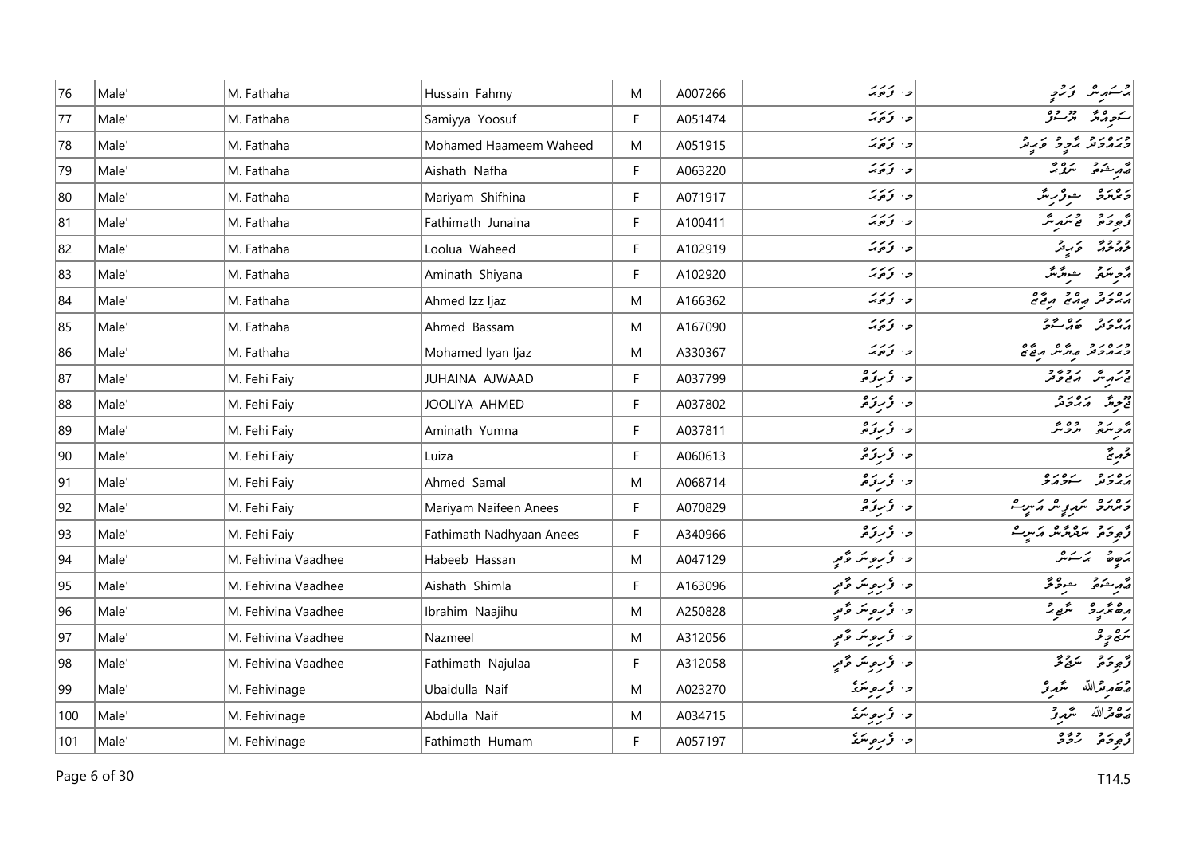| 76 | Male' | M. Fathaha | Hussain Fahmy | M | A007266 | د· ژەڭ | بڑسەر ش زرڈ |
|---|---|---|---|---|---|---|---|
| 77 | Male' | M. Fathaha | Samiyya Yoosuf | F | A051474 | د· ژەڭ | سەرمە ھەسىز |
| 78 | Male' | M. Fathaha | Mohamed Haameem Waheed | M | A051915 | د· ژەڭ | ورەرو رُدِّو ەرِىر |
| 79 | Male' | M. Fathaha | Aishath Nafha | F | A063220 | د· ژەڭ | مەرشەم سرو پ |
| 80 | Male' | M. Fathaha | Mariyam Shifhina | F | A071917 | د· ژەڭ | ومعرو شوورش |
| 81 | Male' | M. Fathaha | Fathimath Junaina | F | A100411 | د· ژەڭ | ژەدە قىسىرىش |
| 82 | Male' | M. Fathaha | Loolua Waheed | F | A102919 | د· ژەڭ | ووور ەرد |
| 83 | Male' | M. Fathaha | Aminath Shiyana | F | A102920 | د· ژەڭ | مەمرە شەرتش |
| 84 | Male' | M. Fathaha | Ahmed Izz Ijaz | M | A166362 | د· ژەڭ | رورو مەمە مەقتى |
| 85 | Male' | M. Fathaha | Ahmed Bassam | M | A167090 | د· ژەڭ | رورو رە ئەر |
| 86 | Male' | M. Fathaha | Mohamed Iyan Ijaz | M | A330367 | د· ژەڭ | ورەرو مەرش مەقتى |
| 87 | Male' | M. Fehi Faiy | JUHAINA AJWAAD | F | A037799 | د· ۇرۇە | قىرمەش مەقەتر |
| 88 | Male' | M. Fehi Faiy | JOOLIYA AHMED | F | A037802 | د· ۇرۇە | قى مەش مەرور |
| 89 | Male' | M. Fehi Faiy | Aminath Yumna | F | A037811 | د· ۇرۇە | مەمرە مرومش |
| 90 | Male' | M. Fehi Faiy | Luiza | F | A060613 | د· ۇرۇە | قرمنى |
| 91 | Male' | M. Fehi Faiy | Ahmed Samal | M | A068714 | د· ۇرۇە | رەرو سەرەرو |
| 92 | Male' | M. Fehi Faiy | Mariyam Naifeen Anees | F | A070829 | د· ۇرۇە | ومعرو سَمرِوِش مَسِرِے |
| 93 | Male' | M. Fehi Faiy | Fathimath Nadhyaan Anees | F | A340966 | د· ۇرۇە | ژەدە سرمرگرش مَسِرِے |
| 94 | Male' | M. Fehivina Vaadhee | Habeeb Hassan | M | A047129 | د· ۇرەش ۋىر | رَەە برَسَش |
| 95 | Male' | M. Fehivina Vaadhee | Aishath Shimla | F | A163096 | د· ۇرەش ۋىر | مەرشەم شوۋۇ |
| 96 | Male' | M. Fehivina Vaadhee | Ibrahim Naajihu | M | A250828 | د· ۇرەش ۋىر | رەترىرو شىر |
| 97 | Male' | M. Fehivina Vaadhee | Nazmeel | M | A312056 | د· ۇرەش ۋىر | سرچ و |
| 98 | Male' | M. Fehivina Vaadhee | Fathimath Najulaa | F | A312058 | د· ۇرەش ۋىر | ژەدە سرقۇ |
| 99 | Male' | M. Fehivinage | Ubaidulla Naif | M | A023270 | د· ۇرەسى | مەھەرقراللە شمرو |
| 100 | Male' | M. Fehivinage | Abdulla Naif | M | A034715 | د· ۇرەسى | مەھەراللە شمرو |
| 101 | Male' | M. Fehivinage | Fathimath Humam | F | A057197 | د· ۇرەسى | ژەدە رۇو |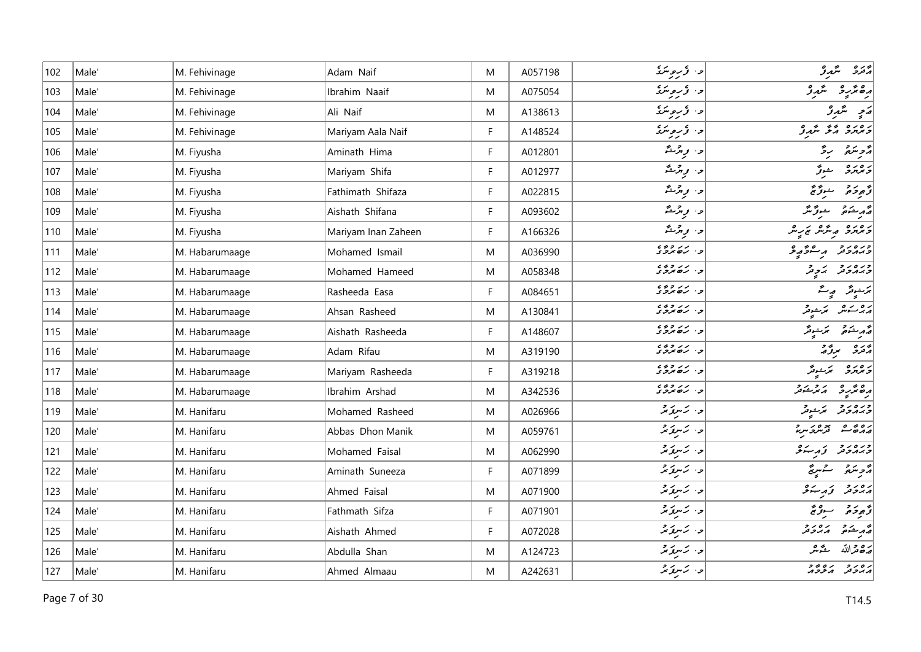| 102 | Male' | M. Fehivinage | Adam Naif | M | A057198 | މ. ފެހިވިނަގެ | އާދަމް ނާއިފް |
|---|---|---|---|---|---|---|---|
| 103 | Male' | M. Fehivinage | Ibrahim Naaif | M | A075054 | މ. ފެހިވިނަގެ | އިބްރާހީމް ނާއިފް |
| 104 | Male' | M. Fehivinage | Ali Naif | M | A138613 | މ. ފެހިވިނަގެ | އަލީ ނާއިފް |
| 105 | Male' | M. Fehivinage | Mariyam Aala Naif | F | A148524 | މ. ފެހިވިނަގެ | މަރިޔަމް އާލާ ނާއިފް |
| 106 | Male' | M. Fiyusha | Aminath Hima | F | A012801 | މ. ފިޔުޝާ | އާމިނަތު ހިމާ |
| 107 | Male' | M. Fiyusha | Mariyam Shifa | F | A012977 | މ. ފިޔުޝާ | މަރިޔަމް ޝިފާ |
| 108 | Male' | M. Fiyusha | Fathimath Shifaza | F | A022815 | މ. ފިޔުޝާ | ފާތިމަތު ޝިފާޒާ |
| 109 | Male' | M. Fiyusha | Aishath Shifana | F | A093602 | މ. ފިޔުޝާ | އާއިޝަތު ޝިފާނާ |
| 110 | Male' | M. Fiyusha | Mariyam Inan Zaheen | F | A166326 | މ. ފިޔުޝާ | މަރިޔަމް އިނާން ޒަހީން |
| 111 | Male' | M. Habarumaage | Mohamed Ismail | M | A036990 | މ. ހަބަރުމާގެ | މުހައްމަދު އިސްމާއީލް |
| 112 | Male' | M. Habarumaage | Mohamed Hameed | M | A058348 | މ. ހަބަރުމާގެ | މުހައްމަދު ހަމީދު |
| 113 | Male' | M. Habarumaage | Rasheeda Easa | F | A084651 | މ. ހަބަރުމާގެ | ރަޝީދާ އީސާ |
| 114 | Male' | M. Habarumaage | Ahsan Rasheed | M | A130841 | މ. ހަބަރުމާގެ | އަޙްސަން ރަޝީދު |
| 115 | Male' | M. Habarumaage | Aishath Rasheeda | F | A148607 | މ. ހަބަރުމާގެ | އާއިޝަތު ރަޝީދާ |
| 116 | Male' | M. Habarumaage | Adam Rifau | M | A319190 | މ. ހަބަރުމާގެ | އާދަމް ރިފާއު |
| 117 | Male' | M. Habarumaage | Mariyam Rasheeda | F | A319218 | މ. ހަބަރުމާގެ | މަރިޔަމް ރަޝީދާ |
| 118 | Male' | M. Habarumaage | Ibrahim Arshad | M | A342536 | މ. ހަބަރުމާގެ | އިބްރާހީމް އަރުޝަދު |
| 119 | Male' | M. Hanifaru | Mohamed Rasheed | M | A026966 | މ. ހަނިފަރު | މުހައްމަދު ރަޝީދު |
| 120 | Male' | M. Hanifaru | Abbas Dhon Manik | M | A059761 | މ. ހަނިފަރު | އައްބާސް ދޮންމަނިކު |
| 121 | Male' | M. Hanifaru | Mohamed Faisal | M | A062990 | މ. ހަނިފަރު | މުހައްމަދު ފައިސަލް |
| 122 | Male' | M. Hanifaru | Aminath Suneeza | F | A071899 | މ. ހަނިފަރު | އާމިނަތު ސުނީޒާ |
| 123 | Male' | M. Hanifaru | Ahmed Faisal | M | A071900 | މ. ހަނިފަރު | އަޙްމަދު ފައިސަލް |
| 124 | Male' | M. Hanifaru | Fathmath Sifza | F | A071901 | މ. ހަނިފަރު | ފާތިމަތު ސިފްޒާ |
| 125 | Male' | M. Hanifaru | Aishath Ahmed | F | A072028 | މ. ހަނިފަރު | އާއިޝަތު އަޙްމަދު |
| 126 | Male' | M. Hanifaru | Abdulla Shan | M | A124723 | މ. ހަނިފަރު | އަބްދުﷲ ޝާން |
| 127 | Male' | M. Hanifaru | Ahmed Almaau | M | A242631 | މ. ހަނިފަރު | އަޙްމަދު އަލްމާއު |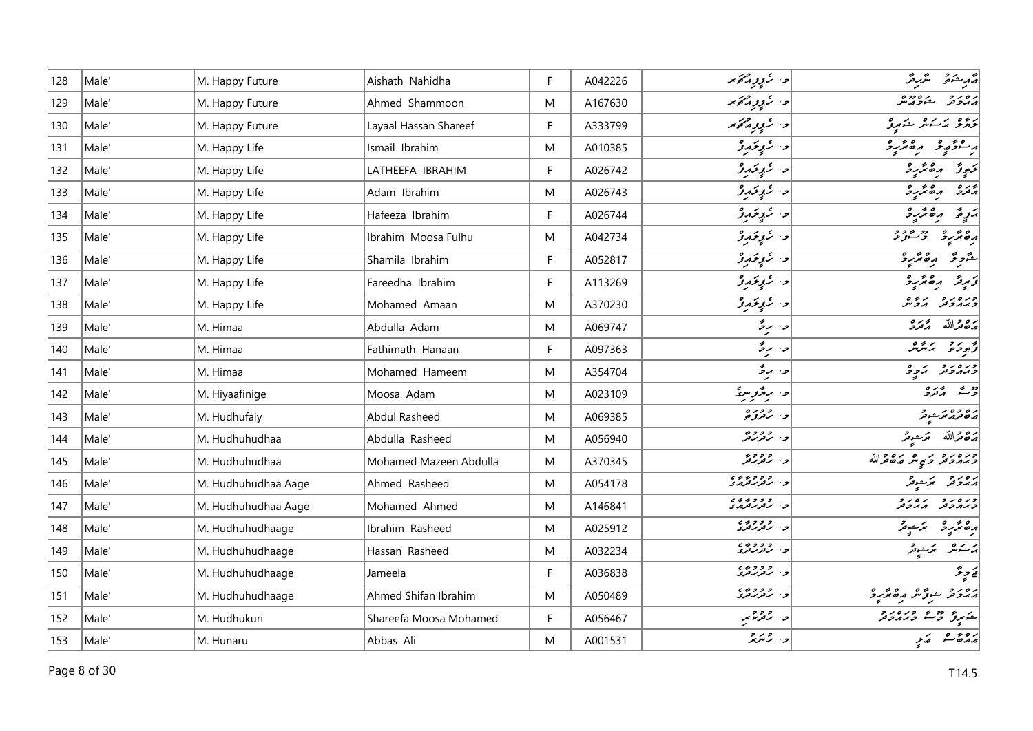| 128 | Male' | M. Happy Future | Aishath Nahidha | F | A042226 | މ. ހެޕީފިއުޗަރ | އާއިޝަތު ނާހިދާ |
|---|---|---|---|---|---|---|---|
| 129 | Male' | M. Happy Future | Ahmed Shammoon | M | A167630 | މ. ހެޕީފިއުޗަރ | އަހުމަދު ޝައްމޫން |
| 130 | Male' | M. Happy Future | Layaal Hassan Shareef | F | A333799 | މ. ހެޕީފިއުޗަރ | ލަޔާލް ހަސަން ޝަރީފް |
| 131 | Male' | M. Happy Life | Ismail Ibrahim | M | A010385 | މ. ހެޕީލައިފް | އިސްމާއިލް އިބްރާހީމް |
| 132 | Male' | M. Happy Life | LATHEEFA IBRAHIM | F | A026742 | މ. ހެޕީލައިފް | ލަތީފާ އިބްރާހީމް |
| 133 | Male' | M. Happy Life | Adam Ibrahim | M | A026743 | މ. ހެޕީލައިފް | އާދަމް އިބްރާހީމް |
| 134 | Male' | M. Happy Life | Hafeeza Ibrahim | F | A026744 | މ. ހެޕީލައިފް | ހަފީޒާ އިބްރާހީމް |
| 135 | Male' | M. Happy Life | Ibrahim Moosa Fulhu | M | A042734 | މ. ހެޕީލައިފް | އިބްރާހީމް މޫސާފުޅު |
| 136 | Male' | M. Happy Life | Shamila Ibrahim | F | A052817 | މ. ހެޕީލައިފް | ޝާމިލާ އިބްރާހީމް |
| 137 | Male' | M. Happy Life | Fareedha Ibrahim | F | A113269 | މ. ހެޕީލައިފް | ފަރީދާ އިބްރާހީމް |
| 138 | Male' | M. Happy Life | Mohamed Amaan | M | A370230 | މ. ހެޕީލައިފް | މުހައްމަދު އަމާން |
| 139 | Male' | M. Himaa | Abdulla Adam | M | A069747 | މ. ހިމާ | އަބްދުﷲ އާދަމް |
| 140 | Male' | M. Himaa | Fathimath Hanaan | F | A097363 | މ. ހިމާ | ފާތިމަތު ހަނާން |
| 141 | Male' | M. Himaa | Mohamed Hameem | M | A354704 | މ. ހިމާ | މުހައްމަދު ހަމީމް |
| 142 | Male' | M. Hiyaafinige | Moosa Adam | M | A023109 | މ. ހިޔާފިނިގެ | މޫސާ އާދަމް |
| 143 | Male' | M. Hudhufaiy | Abdul Rasheed | M | A069385 | މ. ހުދުފައި | އަބްދުއްރަޝީދު |
| 144 | Male' | M. Hudhuhudhaa | Abdulla Rasheed | M | A056940 | މ. ހުދުހުދާ | އަބްދުﷲ ރަޝީދު |
| 145 | Male' | M. Hudhuhudhaa | Mohamed Mazeen Abdulla | M | A370345 | މ. ހުދުހުދާ | މުހައްމަދު މަޒީން އަބްދުﷲ |
| 146 | Male' | M. Hudhuhudhaa Aage | Ahmed Rasheed | M | A054178 | މ. ހުދުހުދާއާގެ | އަހުމަދު ރަޝީދު |
| 147 | Male' | M. Hudhuhudhaa Aage | Mohamed Ahmed | M | A146841 | މ. ހުދުހުދާއާގެ | މުހައްމަދު އަހުމަދު |
| 148 | Male' | M. Hudhuhudhaage | Ibrahim Rasheed | M | A025912 | މ. ހުދުހުދާގެ | އިބްރާހީމް ރަޝީދު |
| 149 | Male' | M. Hudhuhudhaage | Hassan Rasheed | M | A032234 | މ. ހުދުހުދާގެ | ހަސަން ރަޝީދު |
| 150 | Male' | M. Hudhuhudhaage | Jameela | F | A036838 | މ. ހުދުހުދާގެ | ޖަމީލާ |
| 151 | Male' | M. Hudhuhudhaage | Ahmed Shifan Ibrahim | M | A050489 | މ. ހުދުހުދާގެ | އަހުމަދު ޝިފާން އިބްރާހީމް |
| 152 | Male' | M. Hudhukuri | Shareefa Moosa Mohamed | F | A056467 | މ. ހުދުކުރި | ޝަރީފާ މޫސާ މުހައްމަދު |
| 153 | Male' | M. Hunaru | Abbas Ali | M | A001531 | މ. ހުނަރު | އައްބާސް އަލި |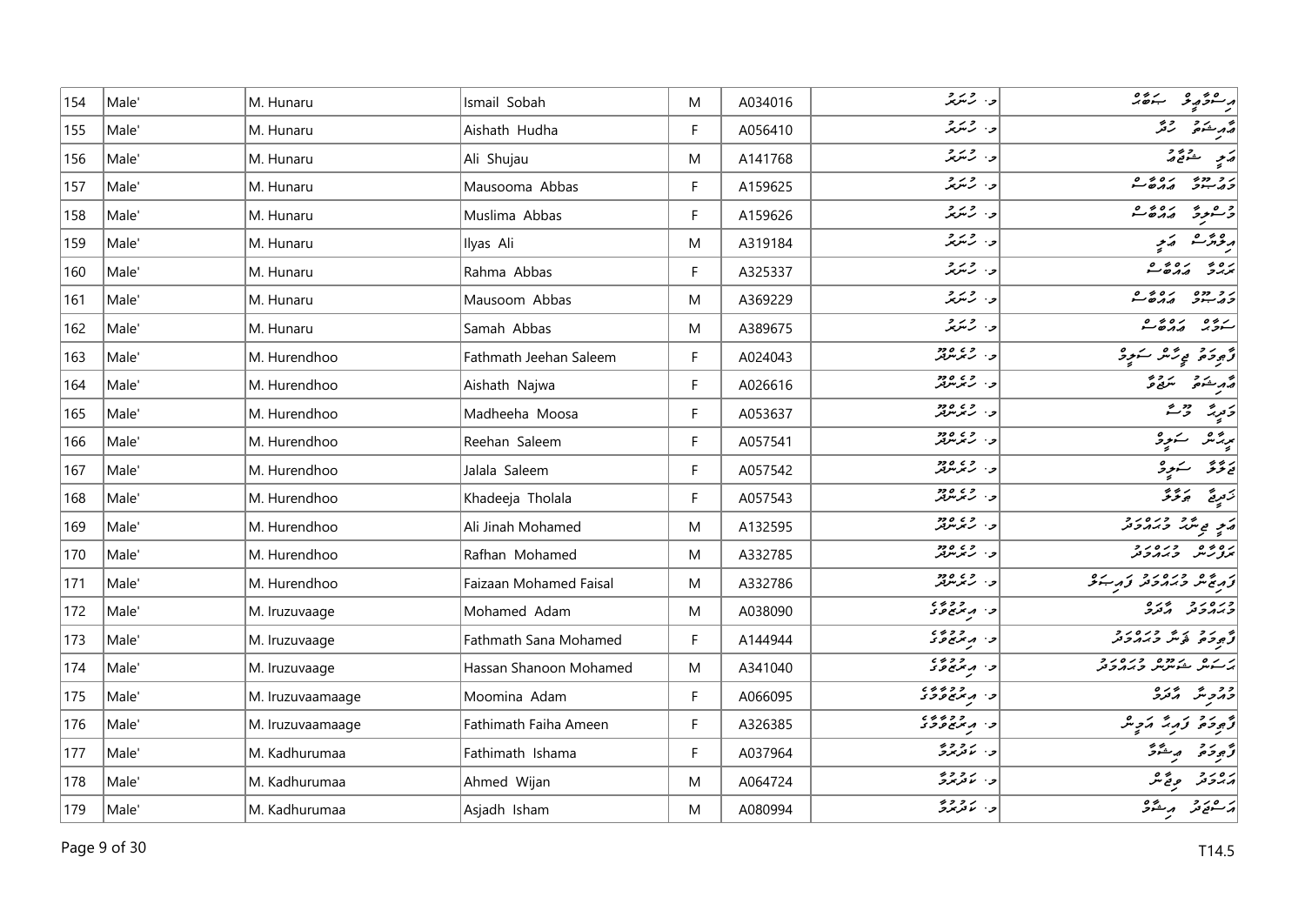| 154 | Male' | M. Hunaru | Ismail Sobah | M | A034016 | ލ. ހުނަރު | އިސްމާޢީލް ސަބާހް |
|---|---|---|---|---|---|---|---|
| 155 | Male' | M. Hunaru | Aishath Hudha | F | A056410 | ލ. ހުނަރު | އައިޝަތު ހުދާ |
| 156 | Male' | M. Hunaru | Ali Shujau | M | A141768 | ލ. ހުނަރު | އަލި ޝުޖާޢު |
| 157 | Male' | M. Hunaru | Mausooma Abbas | F | A159625 | ލ. ހުނަރު | މައުސޫމާ އައްބާސް |
| 158 | Male' | M. Hunaru | Muslima Abbas | F | A159626 | ލ. ހުނަރު | މުސްލިމާ އައްބާސް |
| 159 | Male' | M. Hunaru | Ilyas Ali | M | A319184 | ލ. ހުނަރު | އިލްޔާސް އަލި |
| 160 | Male' | M. Hunaru | Rahma Abbas | F | A325337 | ލ. ހުނަރު | ރަޙްމާ އައްބާސް |
| 161 | Male' | M. Hunaru | Mausoom Abbas | M | A369229 | ލ. ހުނަރު | މައުސޫމް އައްބާސް |
| 162 | Male' | M. Hunaru | Samah Abbas | M | A389675 | ލ. ހުނަރު | ސަމާހް އައްބާސް |
| 163 | Male' | M. Hurendhoo | Fathmath Jeehan Saleem | F | A024043 | ލ. ހުރެންދޫ | ފާތިމަތު ޖީހާން ސަލީމް |
| 164 | Male' | M. Hurendhoo | Aishath Najwa | F | A026616 | ލ. ހުރެންދޫ | އައިޝަތު ނަޖުވާ |
| 165 | Male' | M. Hurendhoo | Madheeha Moosa | F | A053637 | ލ. ހުރެންދޫ | މަދީހާ މޫސާ |
| 166 | Male' | M. Hurendhoo | Reehan Saleem | F | A057541 | ލ. ހުރެންދޫ | ރީހާން ސަލީމް |
| 167 | Male' | M. Hurendhoo | Jalala Saleem | F | A057542 | ލ. ހުރެންދޫ | ޖަލާލާ ސަލީމް |
| 168 | Male' | M. Hurendhoo | Khadeeja Tholala | F | A057543 | ލ. ހުރެންދޫ | ޚަދީޖާ ތޮލާލާ |
| 169 | Male' | M. Hurendhoo | Ali Jinah Mohamed | M | A132595 | ލ. ހުރެންދޫ | އަލި ޖިނާހް މުހައްމަދު |
| 170 | Male' | M. Hurendhoo | Rafhan Mohamed | M | A332785 | ލ. ހުރެންދޫ | ރަފްހާން މުހައްމަދު |
| 171 | Male' | M. Hurendhoo | Faizaan Mohamed Faisal | M | A332786 | ލ. ހުރެންދޫ | ފައިޒާން މުހައްމަދު ފައިސަލް |
| 172 | Male' | M. Iruzuvaage | Mohamed Adam | M | A038090 | ލ. އިރުޒުވާގެ | މުހައްމަދު އާދަމް |
| 173 | Male' | M. Iruzuvaage | Fathmath Sana Mohamed | F | A144944 | ލ. އިރުޒުވާގެ | ފާތިމަތު ސަނާ މުހައްމަދު |
| 174 | Male' | M. Iruzuvaage | Hassan Shanoon Mohamed | M | A341040 | ލ. އިރުޒުވާގެ | ހަސަން ޝަނޫން މުހައްމަދު |
| 175 | Male' | M. Iruzuvaamaage | Moomina Adam | F | A066095 | ލ. އިރުޒުވާމާގެ | މޫމިނާ އާދަމް |
| 176 | Male' | M. Iruzuvaamaage | Fathimath Faiha Ameen | F | A326385 | ލ. އިރުޒުވާމާގެ | ފާތިމަތު ފައިހާ އަމީން |
| 177 | Male' | M. Kadhurumaa | Fathimath Ishama | F | A037964 | ލ. ކަދުރުމާ | ފާތިމަތު އިޝާމާ |
| 178 | Male' | M. Kadhurumaa | Ahmed Wijan | M | A064724 | ލ. ކަދުރުމާ | އަޙްމަދު ވިޖާން |
| 179 | Male' | M. Kadhurumaa | Asjadh Isham | M | A080994 | ލ. ކަދުރުމާ | އަސްޖަދު އިޝާމް |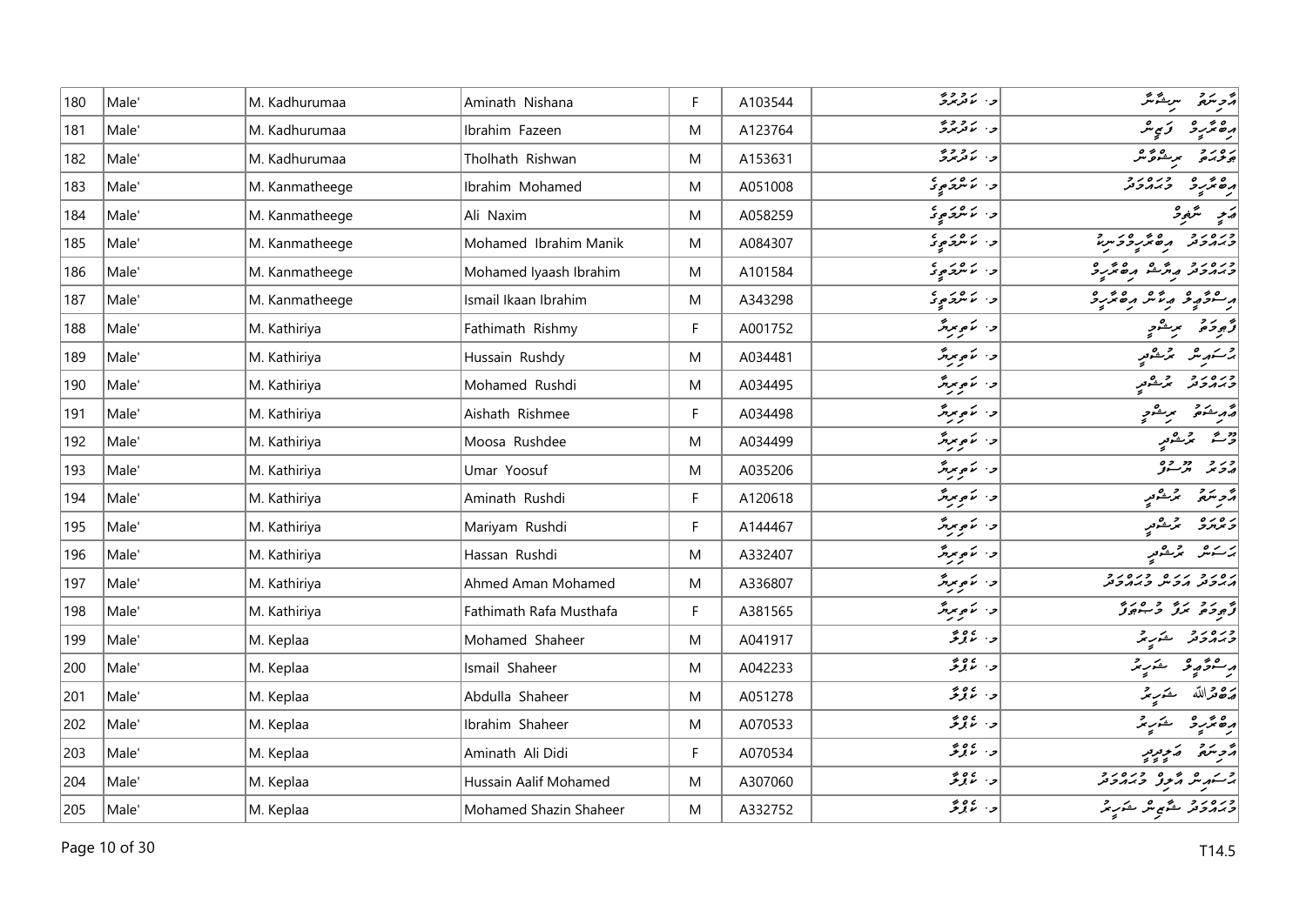| 180 | Male' | M. Kadhurumaa | Aminath Nishana | F | A103544 | މ. ކަދުރުމާ | އާމިނަތު ނިޝާނާ |
|---|---|---|---|---|---|---|---|
| 181 | Male' | M. Kadhurumaa | Ibrahim Fazeen | M | A123764 | މ. ކަދުރުމާ | އިބްރާހީމް ފަޒީން |
| 182 | Male' | M. Kadhurumaa | Tholhath Rishwan | M | A153631 | މ. ކަދުރުމާ | ތޮޅަތު ރިޝްވާން |
| 183 | Male' | M. Kanmatheege | Ibrahim Mohamed | M | A051008 | މ. ކަންމަތީގެ | އިބްރާހީމް މުހައްމަދު |
| 184 | Male' | M. Kanmatheege | Ali Naxim | M | A058259 | މ. ކަންމަތީގެ | އަލި ނާޒިމް |
| 185 | Male' | M. Kanmatheege | Mohamed Ibrahim Manik | M | A084307 | މ. ކަންމަތީގެ | މުހައްމަދު އިބްރާހީމްމަނިކު |
| 186 | Male' | M. Kanmatheege | Mohamed Iyaash Ibrahim | M | A101584 | މ. ކަންމަތީގެ | މުހައްމަދު އިޔާޝް އިބްރާހީމް |
| 187 | Male' | M. Kanmatheege | Ismail Ikaan Ibrahim | M | A343298 | މ. ކަންމަތީގެ | އިސްމާޢީލް އިކާން އިބްރާހީމް |
| 188 | Male' | M. Kathiriya | Fathimath Rishmy | F | A001752 | މ. ކަތިރިޔާ | ފާތިމަތު ރިޝްމީ |
| 189 | Male' | M. Kathiriya | Hussain Rushdy | M | A034481 | މ. ކަތިރިޔާ | ހުސައިން ރުޝްދީ |
| 190 | Male' | M. Kathiriya | Mohamed Rushdi | M | A034495 | މ. ކަތިރިޔާ | މުހައްމަދު ރުޝްދީ |
| 191 | Male' | M. Kathiriya | Aishath Rishmee | F | A034498 | މ. ކަތިރިޔާ | އާއިޝަތު ރިޝްމީ |
| 192 | Male' | M. Kathiriya | Moosa Rushdee | M | A034499 | މ. ކަތިރިޔާ | މޫސާ ރުޝްދީ |
| 193 | Male' | M. Kathiriya | Umar Yoosuf | M | A035206 | މ. ކަތިރިޔާ | އުމަރު ޔޫސުފު |
| 194 | Male' | M. Kathiriya | Aminath Rushdi | F | A120618 | މ. ކަތިރިޔާ | އާމިނަތު ރުޝްދީ |
| 195 | Male' | M. Kathiriya | Mariyam Rushdi | F | A144467 | މ. ކަތިރިޔާ | މަރިޔަމް ރުޝްދީ |
| 196 | Male' | M. Kathiriya | Hassan Rushdi | M | A332407 | މ. ކަތިރިޔާ | ހަސަން ރުޝްދީ |
| 197 | Male' | M. Kathiriya | Ahmed Aman Mohamed | M | A336807 | މ. ކަތިރިޔާ | އަހްމަދު އަމަން މުހައްމަދު |
| 198 | Male' | M. Kathiriya | Fathimath Rafa Musthafa | F | A381565 | މ. ކަތިރިޔާ | ފާތިމަތު ރަފާ މުސްތަފާ |
| 199 | Male' | M. Keplaa | Mohamed Shaheer | M | A041917 | މ. ކެޕްލާ | މުހައްމަދު ޝަހީރު |
| 200 | Male' | M. Keplaa | Ismail Shaheer | M | A042233 | މ. ކެޕްލާ | އިސްމާޢީލް ޝަހީރު |
| 201 | Male' | M. Keplaa | Abdulla Shaheer | M | A051278 | މ. ކެޕްލާ | އަބްދުﷲ ޝަހީރު |
| 202 | Male' | M. Keplaa | Ibrahim Shaheer | M | A070533 | މ. ކެޕްލާ | އިބްރާހީމް ޝަހީރު |
| 203 | Male' | M. Keplaa | Aminath Ali Didi | F | A070534 | މ. ކެޕްލާ | އާމިނަތު އަލިދީދީ |
| 204 | Male' | M. Keplaa | Hussain Aalif Mohamed | M | A307060 | މ. ކެޕްލާ | ހުސައިން އާލިފް މުހައްމަދު |
| 205 | Male' | M. Keplaa | Mohamed Shazin Shaheer | M | A332752 | މ. ކެޕްލާ | މުހައްމަދު ޝާޒިން ޝަހީރު |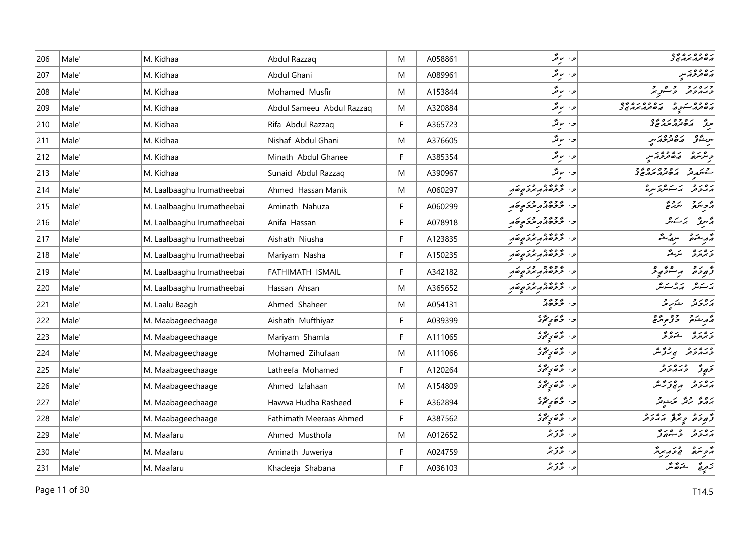| 206 | Male' | M. Kidhaa | Abdul Razzaq | M | A058861 | މ. ކިދާ | އަބްދުއްރައްޒާޤު |
|---|---|---|---|---|---|---|---|
| 207 | Male' | M. Kidhaa | Abdul Ghani | M | A089961 | މ. ކިދާ | އަބްދުލްޣަނީ |
| 208 | Male' | M. Kidhaa | Mohamed Musfir | M | A153844 | މ. ކިދާ | މުޙައްމަދު މުސްފިރު |
| 209 | Male' | M. Kidhaa | Abdul Sameeu Abdul Razzaq | M | A320884 | މ. ކިދާ | އަބްދުއްސަމީޢު އަބްދުއްރައްޒާޤު |
| 210 | Male' | M. Kidhaa | Rifa Abdul Razzaq | F | A365723 | މ. ކިދާ | ރިފާ އަބްދުއްރައްޒާޤު |
| 211 | Male' | M. Kidhaa | Nishaf Abdul Ghani | M | A376605 | މ. ކިދާ | ނިޝާފް އަބްދުލްޣަނީ |
| 212 | Male' | M. Kidhaa | Minath Abdul Ghanee | F | A385354 | މ. ކިދާ | މިނަތު އަބްދުލްޣަނީ |
| 213 | Male' | M. Kidhaa | Sunaid Abdul Razzaq | M | A390967 | މ. ކިދާ | ސުނައިދު އަބްދުއްރައްޒާޤު |
| 214 | Male' | M. Laalbaaghu Irumatheebai | Ahmed Hassan Manik | M | A060297 | މ. ލާލްބާގު އިރުމަތީބައި | އަޙްމަދު ހަސަންމާނިކު |
| 215 | Male' | M. Laalbaaghu Irumatheebai | Aminath Nahuza | F | A060299 | މ. ލާލްބާގު އިރުމަތީބައި | އާމިނަތު ނަހުޒާ |
| 216 | Male' | M. Laalbaaghu Irumatheebai | Anifa Hassan | F | A078918 | މ. ލާލްބާގު އިރުމަތީބައި | އަނީފާ ހަސަން |
| 217 | Male' | M. Laalbaaghu Irumatheebai | Aishath Niusha | F | A123835 | މ. ލާލްބާގު އިރުމަތީބައި | އާއިޝަތު ނިއުޝާ |
| 218 | Male' | M. Laalbaaghu Irumatheebai | Mariyam Nasha | F | A150235 | މ. ލާލްބާގު އިރުމަތީބައި | މަރިޔަމް ނަޝާ |
| 219 | Male' | M. Laalbaaghu Irumatheebai | FATHIMATH ISMAIL | F | A342182 | މ. ލާލްބާގު އިރުމަތީބައި | ފާތިމަތު އިސްމާޢީލް |
| 220 | Male' | M. Laalbaaghu Irumatheebai | Hassan Ahsan | M | A365652 | މ. ލާލްބާގު އިރުމަތީބައި | ހަސަން އަޙްސަން |
| 221 | Male' | M. Laalu Baagh | Ahmed Shaheer | M | A054131 | މ. ލާލުބާގު | އަޙްމަދު ޝަހީރު |
| 222 | Male' | M. Maabageechaage | Aishath Mufthiyaz | F | A039399 | މ. މާބަގީޗާގެ | އާއިޝަތު މުފްތިޔާޒު |
| 223 | Male' | M. Maabageechaage | Mariyam Shamla | F | A111065 | މ. މާބަގީޗާގެ | މަރިޔަމް ޝަމްލާ |
| 224 | Male' | M. Maabageechaage | Mohamed Zihufaan | M | A111066 | މ. މާބަގީޗާގެ | މުޙައްމަދު ޒިހުފާން |
| 225 | Male' | M. Maabageechaage | Latheefa Mohamed | F | A120264 | މ. މާބަގީޗާގެ | ލަތީފާ މުޙައްމަދު |
| 226 | Male' | M. Maabageechaage | Ahmed Izfahaan | M | A154809 | މ. މާބަގީޗާގެ | އަޙްމަދު އިޒްފަހާން |
| 227 | Male' | M. Maabageechaage | Hawwa Hudha Rasheed | F | A362894 | މ. މާބަގީޗާގެ | ހައްވާ ހުދާ ރަޝީދު |
| 228 | Male' | M. Maabageechaage | Fathimath Meeraas Ahmed | F | A387562 | މ. މާބަގީޗާގެ | ފާތިމަތު މީރާސް އަޙްމަދު |
| 229 | Male' | M. Maafaru | Ahmed Musthofa | M | A012652 | މ. މާފަރު | އަޙްމަދު މުސްތޮފާ |
| 230 | Male' | M. Maafaru | Aminath Juweriya | F | A024759 | މ. މާފަރު | އާމިނަތު ޖުވެރިއްޔާ |
| 231 | Male' | M. Maafaru | Khadeeja Shabana | F | A036103 | މ. މާފަރު | ޚަދީޖާ ޝަބާނާ |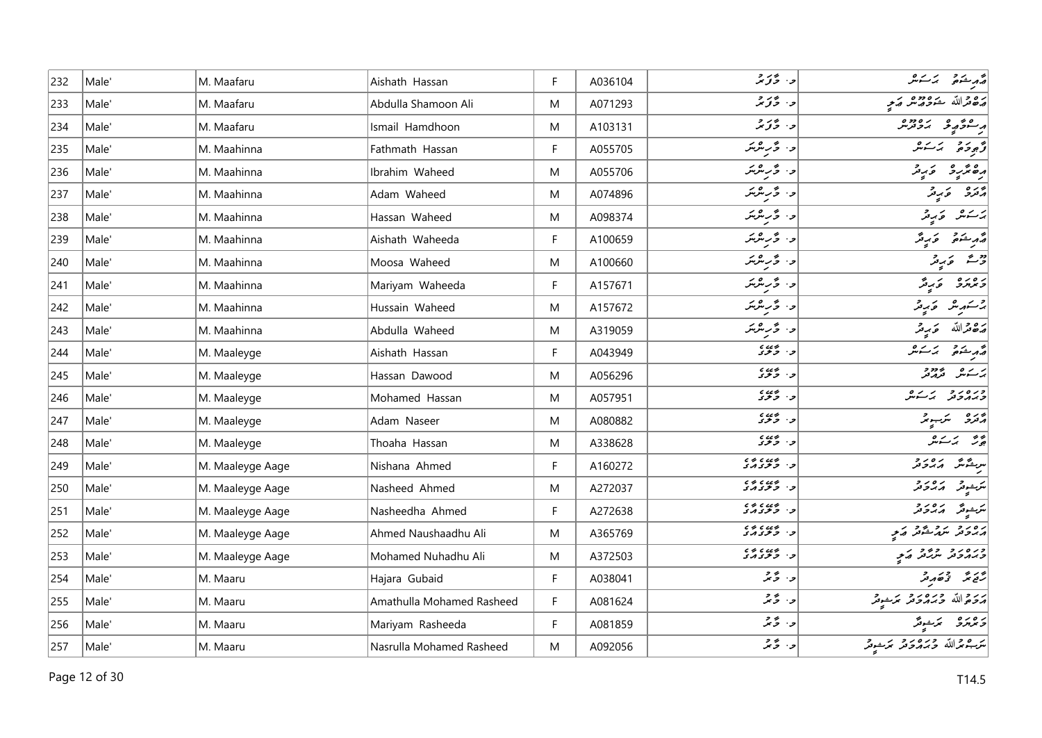| 232 | Male' | M. Maafaru | Aishath Hassan | F | A036104 | د· ڨَرُ | ݐَرِسْتَوْ بَرْسَرْ |
|---|---|---|---|---|---|---|---|
| 233 | Male' | M. Maafaru | Abdulla Shamoon Ali | M | A071293 | د· ڨَرُ | ݐَرْهْتْرَاللّٰهِ سْتَوْرْبُرْ ݐَرْحِ |
| 234 | Male' | M. Maafaru | Ismail Hamdhoon | M | A103131 | د· ڨَرُ | ݐِرْسْتَرْݐُرْ بَرْدُدْرْ |
| 235 | Male' | M. Maahinna | Fathmath Hassan | F | A055705 | د· ݐُرِسْرْسْرْ | ݐُوْحُوْ بَرْسَرْ |
| 236 | Male' | M. Maahinna | Ibrahim Waheed | M | A055706 | د· ݐُرِسْرْسْرْ | ݐِرْهْتَرْبُرْ وَبِرْ |
| 237 | Male' | M. Maahinna | Adam Waheed | M | A074896 | د· ݐُرِسْرْسْرْ | ݐُرْدْ وَبِرْ |
| 238 | Male' | M. Maahinna | Hassan Waheed | M | A098374 | د· ݐُرِسْرْسْرْ | بَرْسَرْ وَبِرْ |
| 239 | Male' | M. Maahinna | Aishath Waheeda | F | A100659 | د· ݐُرِسْرْسْرْ | ݐَرِسْتَوْ وَبِرْتُ |
| 240 | Male' | M. Maahinna | Moosa Waheed | M | A100660 | د· ݐُرِسْرْسْرْ | دُسْتُ وَبِرْ |
| 241 | Male' | M. Maahinna | Mariyam Waheeda | F | A157671 | د· ݐُرِسْرْسْرْ | وَبْرَرْدْ وَبِرْتُ |
| 242 | Male' | M. Maahinna | Hussain Waheed | M | A157672 | د· ݐُرِسْرْسْرْ | بْرْسْتَرِسْرْ وَبِرْ |
| 243 | Male' | M. Maahinna | Abdulla Waheed | M | A319059 | د· ݐُرِسْرْسْرْ | ݐَرْهْتْرَاللّٰهِ وَبِرْ |
| 244 | Male' | M. Maaleyge | Aishath Hassan | F | A043949 | د· ݐُرُدْ | ݐَرِسْتَوْ بَرْسَرْ |
| 245 | Male' | M. Maaleyge | Hassan Dawood | M | A056296 | د· ݐُرُدْ | بَرْسَرْ تُرْݐُرْ |
| 246 | Male' | M. Maaleyge | Mohamed Hassan | M | A057951 | د· ݐُرُدْ | دُبَرْدْدْرْ بَرْسَرْ |
| 247 | Male' | M. Maaleyge | Adam Naseer | M | A080882 | د· ݐُرُدْ | ݐُرْدْ سَرْسِبِرْ |
| 248 | Male' | M. Maaleyge | Thoaha Hassan | M | A338628 | د· ݐُرُدْ | ݐُرْ بَرْسَرْ |
| 249 | Male' | M. Maaleyge Aage | Nishana Ahmed | F | A160272 | د· ݐُرُدْݐُرْ | سِرْسْتُرْ ݐَرْدْدْرْ |
| 250 | Male' | M. Maaleyge Aage | Nasheed Ahmed | M | A272037 | د· ݐُرُدْݐُرْ | سَرْسْتِرْ ݐَرْدْدْرْ |
| 251 | Male' | M. Maaleyge Aage | Nasheedha Ahmed | F | A272638 | د· ݐُرُدْݐُرْ | سَرْسْتِرْتُ ݐَرْدْدْرْ |
| 252 | Male' | M. Maaleyge Aage | Ahmed Naushaadhu Ali | M | A365769 | د· ݐُرُدْݐُرْ | ݐَرْدْدْرْ سَرْݐُسْتُرْ ݐَرْحِ |
| 253 | Male' | M. Maaleyge Aage | Mohamed Nuhadhu Ali | M | A372503 | د· ݐُرُدْݐُرْ | دُبَرْدْدْرْ سُرْݐُرْ ݐَرْحِ |
| 254 | Male' | M. Maaru | Hajara Gubaid | F | A038041 | د· ݐُرُ | رُتَبَرْ دُݐَرِرْ |
| 255 | Male' | M. Maaru | Amathulla Mohamed Rasheed | F | A081624 | د· ݐُرُ | ݐَرَدْرَاللّٰهِ دُبَرْدْدْرْ بَرْسْتِرْ |
| 256 | Male' | M. Maaru | Mariyam Rasheeda | F | A081859 | د· ݐُرُ | وَبْرَرْدْ بَرْسْتِرْتُ |
| 257 | Male' | M. Maaru | Nasrulla Mohamed Rasheed | M | A092056 | د· ݐُرُ | سَرْبِسْتُرَاللّٰهِ دُبَرْدْدْرْ بَرْسْتِرْ |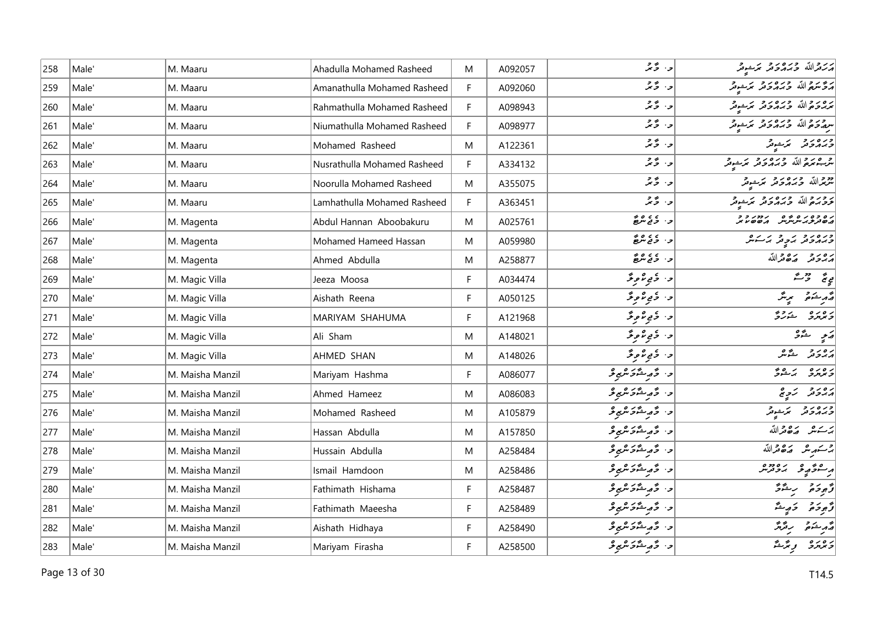| 258 | Male' | M. Maaru | Ahadulla Mohamed Rasheed | M | A092057 | م. މާރު | އަހަދުﷲ މުހައްމަދު ރަޝީދު |
|---|---|---|---|---|---|---|---|
| 259 | Male' | M. Maaru | Amanathulla Mohamed Rasheed | F | A092060 | م. މާރު | އަމާނަތުﷲ މުހައްމަދު ރަޝީދު |
| 260 | Male' | M. Maaru | Rahmathulla Mohamed Rasheed | F | A098943 | م. މާރު | ރަޙްމަތުﷲ މުހައްމަދު ރަޝީދު |
| 261 | Male' | M. Maaru | Niumathulla Mohamed Rasheed | F | A098977 | م. މާރު | ނިޢުމަތުﷲ މުހައްމަދު ރަޝީދު |
| 262 | Male' | M. Maaru | Mohamed Rasheed | M | A122361 | م. މާރު | މުހައްމަދު ރަޝީދު |
| 263 | Male' | M. Maaru | Nusrathulla Mohamed Rasheed | F | A334132 | م. މާރު | ނުޞްރަތުﷲ މުހައްމަދު ރަޝީދު |
| 264 | Male' | M. Maaru | Noorulla Mohamed Rasheed | M | A355075 | م. މާރު | ނޫރުﷲ މުހައްމަދު ރަޝީދު |
| 265 | Male' | M. Maaru | Lamhathulla Mohamed Rasheed | F | A363451 | م. މާރު | ލަމްޙަތުﷲ މުހައްމަދު ރަޝީދު |
| 266 | Male' | M. Magenta | Abdul Hannan Aboobakuru | M | A025761 | م. މެޖެންޓާ | އަބްދުލްހަންނާން އަބޫބަކުރު |
| 267 | Male' | M. Magenta | Mohamed Hameed Hassan | M | A059980 | م. މެޖެންޓާ | މުހައްމަދު ހަމީދު ހަސަން |
| 268 | Male' | M. Magenta | Ahmed Abdulla | M | A258877 | م. މެޖެންޓާ | އަހްމަދު އަބްދުﷲ |
| 269 | Male' | M. Magic Villa | Jeeza Moosa | F | A034474 | م. މެޖިކްވިލާ | ޖީޒާ މޫސާ |
| 270 | Male' | M. Magic Villa | Aishath Reena | F | A050125 | م. މެޖިކްވިލާ | އާއިޝަތު ރީނާ |
| 271 | Male' | M. Magic Villa | MARIYAM SHAHUMA | F | A121968 | م. މެޖިކްވިލާ | މަރިޔަމް ޝަހުމާ |
| 272 | Male' | M. Magic Villa | Ali Sham | M | A148021 | م. މެޖިކްވިލާ | އަލި ޝާމް |
| 273 | Male' | M. Magic Villa | AHMED SHAN | M | A148026 | م. މެޖިކްވިލާ | އަހްމަދު ޝާން |
| 274 | Male' | M. Maisha Manzil | Mariyam Hashma | F | A086077 | م. މާއިޝާމަންޒިލް | މަރިޔަމް ހަޝްމާ |
| 275 | Male' | M. Maisha Manzil | Ahmed Hameez | M | A086083 | م. މާއިޝާމަންޒިލް | އަހްމަދު ހަމީޒު |
| 276 | Male' | M. Maisha Manzil | Mohamed Rasheed | M | A105879 | م. މާއިޝާމަންޒިލް | މުހައްމަދު ރަޝީދު |
| 277 | Male' | M. Maisha Manzil | Hassan Abdulla | M | A157850 | م. މާއިޝާމަންޒިލް | ހަސަން އަބްދުﷲ |
| 278 | Male' | M. Maisha Manzil | Hussain Abdulla | M | A258484 | م. މާއިޝާމަންޒިލް | ހުސައިން އަބްދުﷲ |
| 279 | Male' | M. Maisha Manzil | Ismail Hamdoon | M | A258486 | م. މާއިޝާމަންޒިލް | އިސްމާއީލް ހަމްދޫން |
| 280 | Male' | M. Maisha Manzil | Fathimath Hishama | F | A258487 | م. މާއިޝާމަންޒިލް | ފާތިމަތު ހިޝާމާ |
| 281 | Male' | M. Maisha Manzil | Fathimath Maeesha | F | A258489 | م. މާއިޝާމަންޒިލް | ފާތިމަތު މައީޝާ |
| 282 | Male' | M. Maisha Manzil | Aishath Hidhaya | F | A258490 | م. މާއިޝާމަންޒިލް | އާއިޝަތު ހިދާޔާ |
| 283 | Male' | M. Maisha Manzil | Mariyam Firasha | F | A258500 | م. މާއިޝާމަންޒިލް | މަރިޔަމް ފިރާޝާ |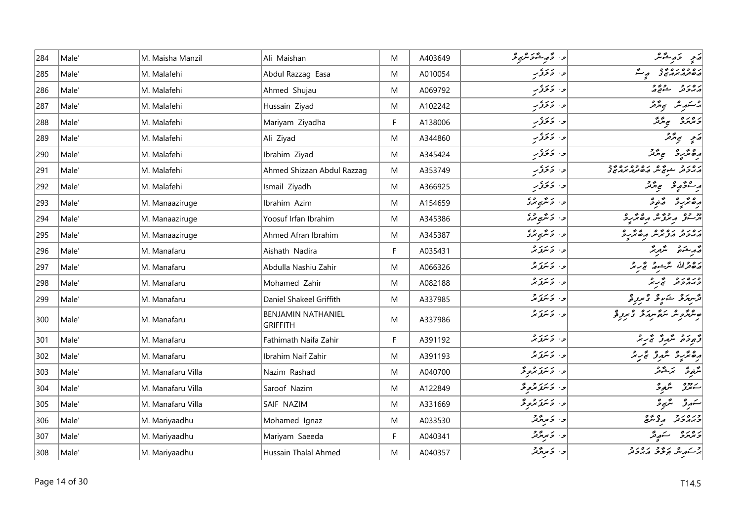| 284 | Male' | M. Maisha Manzil | Ali Maishan | M | A403649 | د· ڱهرشگر شرح بح | ړې وړېشگر |
|---|---|---|---|---|---|---|---|
| 285 | Male' | M. Malafehi | Abdul Razzag Easa | M | A010054 | د· ڏڏڙ ر | ړه ده ده ده ده پرگ |
| 286 | Male' | M. Malafehi | Ahmed Shujau | M | A069792 | د· ڏڏڙ ر | ړه رو شوه د |
| 287 | Male' | M. Malafehi | Hussain Ziyad | M | A102242 | د· ڏڏڙ ر | پرستهر شر سي ترتر |
| 288 | Male' | M. Malafehi | Mariyam Ziyadha | F | A138006 | د· ڏڏڙ ر | ويروره سي ترتر |
| 289 | Male' | M. Malafehi | Ali Ziyad | M | A344860 | د· ڏڏڙ ر | ړې سي ترتر |
| 290 | Male' | M. Malafehi | Ibrahim Ziyad | M | A345424 | د· ڏڏڙ ر | ره ټرېږ سي ترتر |
| 291 | Male' | M. Malafehi | Ahmed Shizaan Abdul Razzag | M | A353749 | د· ڏڏڙ ر | ړه رو شويځ شر ړه ده ده ده ده |
| 292 | Male' | M. Malafehi | Ismail Ziyadh | M | A366925 | د· ڏڏڙ ر | ر شوگړ ورو سي ترتر |
| 293 | Male' | M. Manaaziruge | Ibrahim Azim | M | A154659 | د· ڏسرسي مرد | ره ټرېږ ډيږو |
| 294 | Male' | M. Manaaziruge | Yoosuf Irfan Ibrahim | M | A345386 | د· ڏسرسي مرد | ژستو رسوگسر ره ټرېږ |
| 295 | Male' | M. Manaaziruge | Ahmed Afran Ibrahim | M | A345387 | د· ڏسرسي مرد | ړه رو ړوگسر ره ټرېږ |
| 296 | Male' | M. Manafaru | Aishath Nadira | F | A035431 | د· ڏسرڏ بر | ډېر شوه سرس بر |
| 297 | Male' | M. Manafaru | Abdulla Nashiu Zahir | M | A066326 | د· ڏسرڏ بر | ره قرالله سرشوړ ځ ربر |
| 298 | Male' | M. Manafaru | Mohamed Zahir | M | A082188 | د· ڏسرڏ بر | وره رو ځ ربر |
| 299 | Male' | M. Manafaru | Daniel Shakeel Griffith | M | A337985 | د· ڏسرڏ بر | ترسرمرو شوبرو ومرو ه |
| 300 | Male' | M. Manafaru | BENJAMIN NATHANIEL GRIFFITH | M | A337986 | د· ڏسرڏ بر | هسرسرو سر سرو سرمرو ومرو ه |
| 301 | Male' | M. Manafaru | Fathimath Naifa Zahir | F | A391192 | د· ڏسرڏ بر | ژوده سمرژ ځ ربر |
| 302 | Male' | M. Manafaru | Ibrahim Naif Zahir | M | A391193 | د· ڏسرڏ بر | ره ټرېږ سمرو ځ ربر |
| 303 | Male' | M. Manafaru Villa | Nazim Rashad | M | A040700 | د· ڏسرڏ بره وڅ | سرهو برشوتر |
| 304 | Male' | M. Manafaru Villa | Saroof Nazim | M | A122849 | د· ڏسرڏ بره وڅ | سوبرو سرهو |
| 305 | Male' | M. Manafaru Villa | SAIF NAZIM | M | A331669 | د· ڏسرڏ بره وڅ | سوړو سرهو |
| 306 | Male' | M. Mariyaadhu | Mohamed Ignaz | M | A033530 | د· ڏمرترتر | وره رو ړوسرج |
| 307 | Male' | M. Mariyaadhu | Mariyam Saeeda | F | A040341 | د· ڏمرترتر | ويروره سوړيتر |
| 308 | Male' | M. Mariyaadhu | Hussain Thalal Ahmed | M | A040357 | د· ڏمرترتر | پرستهر شر وڅو ړه رو |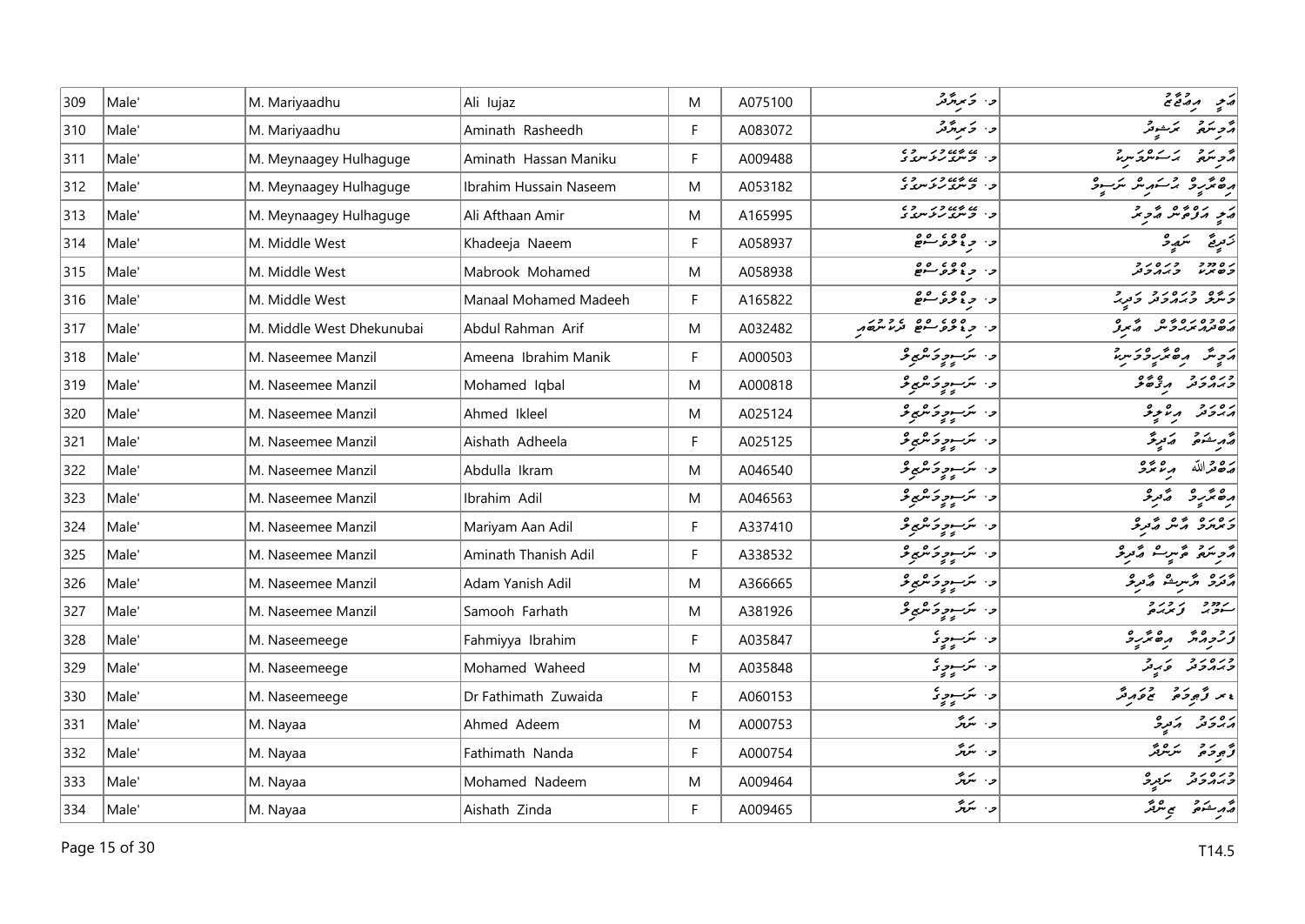| 309 | Male' | M. Mariyaadhu | Ali Iujaz | M | A075100 | މ. މަރިޔާދު | އަލި އިއުޖާޒް |
|---|---|---|---|---|---|---|---|
| 310 | Male' | M. Mariyaadhu | Aminath Rasheedh | F | A083072 | މ. މަރިޔާދު | އާމިނަތު ރަޝީދު |
| 311 | Male' | M. Meynaagey Hulhaguge | Aminath Hassan Maniku | F | A009488 | މ. މޭނާގޭ ހުޅަގުގެ | އާމިނަތު ހަސަންމަނިކު |
| 312 | Male' | M. Meynaagey Hulhaguge | Ibrahim Hussain Naseem | M | A053182 | މ. މޭނާގޭ ހުޅަގުގެ | އިބްރާހީމް ހުސައިން ނަސީމް |
| 313 | Male' | M. Meynaagey Hulhaguge | Ali Afthaan Amir | M | A165995 | މ. މޭނާގޭ ހުޅަގުގެ | އަލި އަފްތާން އާމިރު |
| 314 | Male' | M. Middle West | Khadeeja Naeem | F | A058937 | މ. މިޑްލްވެސްޓް | ޚަދީޖާ ނަޢީމް |
| 315 | Male' | M. Middle West | Mabrook Mohamed | M | A058938 | މ. މިޑްލްވެސްޓް | މަބްރޫކް މުހައްމަދު |
| 316 | Male' | M. Middle West | Manaal Mohamed Madeeh | F | A165822 | މ. މިޑްލްވެސްޓް | މަނާލް މުހައްމަދު މަދީހު |
| 317 | Male' | M. Middle West Dhekunubai | Abdul Rahman Arif | M | A032482 | މ. މިޑްލްވެސްޓް ދެކުނުބައި | އަބްދުއްރަޙްމާން އާރިފް |
| 318 | Male' | M. Naseemee Manzil | Ameena Ibrahim Manik | F | A000503 | މ. ނަސީމީމަންޒިލް | އަމީނާ އިބްރާހީމްމަނިކު |
| 319 | Male' | M. Naseemee Manzil | Mohamed Iqbal | M | A000818 | މ. ނަސީމީމަންޒިލް | މުހައްމަދު އިqބާލް |
| 320 | Male' | M. Naseemee Manzil | Ahmed Ikleel | M | A025124 | މ. ނަސީމީމަންޒިލް | އަޙްމަދު އިކްލީލް |
| 321 | Male' | M. Naseemee Manzil | Aishath Adheela | F | A025125 | މ. ނަސީމީމަންޒިލް | އައިޝަތު އަދީލާ |
| 322 | Male' | M. Naseemee Manzil | Abdulla Ikram | M | A046540 | މ. ނަސީމީމަންޒިލް | އަބްދުﷲ އިކްރާމް |
| 323 | Male' | M. Naseemee Manzil | Ibrahim Adil | M | A046563 | މ. ނަސީމީމަންޒިލް | އިބްރާހީމް އާދިލް |
| 324 | Male' | M. Naseemee Manzil | Mariyam Aan Adil | F | A337410 | މ. ނަސީމީމަންޒިލް | މަރިޔަމް އާން އާދިލް |
| 325 | Male' | M. Naseemee Manzil | Aminath Thanish Adil | F | A338532 | މ. ނަސީމީމަންޒިލް | އާމިނަތު ތާނިޝް އާދިލް |
| 326 | Male' | M. Naseemee Manzil | Adam Yanish Adil | M | A366665 | މ. ނަސީމީމަންޒިލް | އާދަމް ޔާނިޝް އާދިލް |
| 327 | Male' | M. Naseemee Manzil | Samooh Farhath | M | A381926 | މ. ނަސީމީމަންޒިލް | ސަމޫޙު ފަރުހަތު |
| 328 | Male' | M. Naseemeege | Fahmiyya Ibrahim | F | A035847 | މ. ނަސީމީގެ | ފަހުމިއްޔާ އިބްރާހީމް |
| 329 | Male' | M. Naseemeege | Mohamed Waheed | M | A035848 | މ. ނަސީމީގެ | މުހައްމަދު ވަޙީދު |
| 330 | Male' | M. Naseemeege | Dr Fathimath Zuwaida | F | A060153 | މ. ނަސީމީގެ | ޑރ ފާތިމަތު ޒުވައިދާ |
| 331 | Male' | M. Nayaa | Ahmed Adeem | M | A000753 | މ. ނަޔާ | އަޙްމަދު އަދީމް |
| 332 | Male' | M. Nayaa | Fathimath Nanda | F | A000754 | މ. ނަޔާ | ފާތިމަތު ނަންދާ |
| 333 | Male' | M. Nayaa | Mohamed Nadeem | M | A009464 | މ. ނަޔާ | މުހައްމަދު ނަދީމް |
| 334 | Male' | M. Nayaa | Aishath Zinda | F | A009465 | މ. ނަޔާ | އައިޝަތު ޒިންދާ |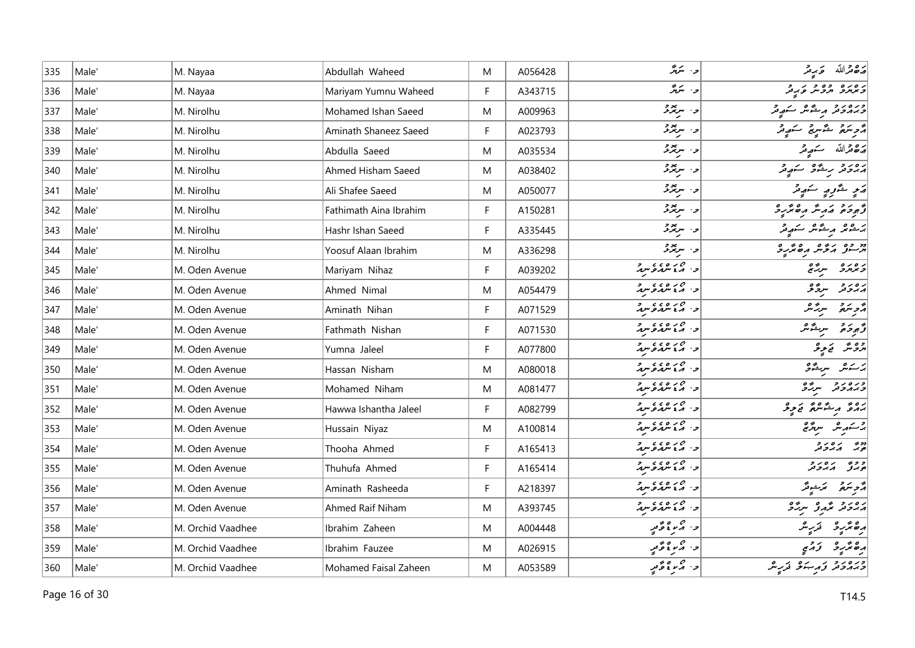| 335 | Male' | M. Nayaa | Abdullah Waheed | M | A056428 | މ. ނަޔާ | އަބްދުﷲ ވަޙީދު |
|---|---|---|---|---|---|---|---|
| 336 | Male' | M. Nayaa | Mariyam Yumnu Waheed | F | A343715 | މ. ނަޔާ | މަރިޔަމް ޔުމްނު ވަޙީދު |
| 337 | Male' | M. Nirolhu | Mohamed Ishan Saeed | M | A009963 | މ. ނިރޮޅު | މުޙައްމަދު އިޝާން ސައީދު |
| 338 | Male' | M. Nirolhu | Aminath Shaneez Saeed | F | A023793 | މ. ނިރޮޅު | އާމިނަތު ޝާނީޒް ސައީދު |
| 339 | Male' | M. Nirolhu | Abdulla Saeed | M | A035534 | މ. ނިރޮޅު | އަބްދުﷲ ސައީދު |
| 340 | Male' | M. Nirolhu | Ahmed Hisham Saeed | M | A038402 | މ. ނިރޮޅު | އަޙްމަދު ހިޝާމް ސައީދު |
| 341 | Male' | M. Nirolhu | Ali Shafee Saeed | M | A050077 | މ. ނިރޮޅު | އަލީ ޝާފީ ސައީދު |
| 342 | Male' | M. Nirolhu | Fathimath Aina Ibrahim | F | A150281 | މ. ނިރޮޅު | ފާތިމަތު އައިނާ އިބްރާހީމް |
| 343 | Male' | M. Nirolhu | Hashr Ishan Saeed | F | A335445 | މ. ނިރޮޅު | ހަޝްރު އިޝާން ސައީދު |
| 344 | Male' | M. Nirolhu | Yoosuf Alaan Ibrahim | M | A336298 | މ. ނިރޮޅު | ޔޫސުފް އަލާން އިބްރާހީމް |
| 345 | Male' | M. Oden Avenue | Mariyam Nihaz | F | A039202 | މ. އޯޑެން އެވެނިއު | މަރިޔަމް ނިހާޒް |
| 346 | Male' | M. Oden Avenue | Ahmed Nimal | M | A054479 | މ. އޯޑެން އެވެނިއު | އަޙްމަދު ނިމާލް |
| 347 | Male' | M. Oden Avenue | Aminath Nihan | F | A071529 | މ. އޯޑެން އެވެނިއު | އާމިނަތު ނިހާން |
| 348 | Male' | M. Oden Avenue | Fathmath Nishan | F | A071530 | މ. އޯޑެން އެވެނިއު | ފާތިމަތު ނިޝާން |
| 349 | Male' | M. Oden Avenue | Yumna Jaleel | F | A077800 | މ. އޯޑެން އެވެނިއު | ޔުމްނާ ޖަލީލް |
| 350 | Male' | M. Oden Avenue | Hassan Nisham | M | A080018 | މ. އޯޑެން އެވެނިއު | ހަސަން ނިޝާމް |
| 351 | Male' | M. Oden Avenue | Mohamed Niham | M | A081477 | މ. އޯޑެން އެވެނިއު | މުޙައްމަދު ނިހާމް |
| 352 | Male' | M. Oden Avenue | Hawwa Ishantha Jaleel | F | A082799 | މ. އޯޑެން އެވެނިއު | ހައްވާ އިޝާންތާ ޖަލީލް |
| 353 | Male' | M. Oden Avenue | Hussain Niyaz | M | A100814 | މ. އޯޑެން އެވެނިއު | ހުސައިން ނިޔާޒް |
| 354 | Male' | M. Oden Avenue | Thooha Ahmed | F | A165413 | މ. އޯޑެން އެވެނިއު | ޠޫހާ އަޙްމަދު |
| 355 | Male' | M. Oden Avenue | Thuhufa Ahmed | F | A165414 | މ. އޯޑެން އެވެނިއު | ތުޙުފާ އަޙްމަދު |
| 356 | Male' | M. Oden Avenue | Aminath Rasheeda | F | A218397 | މ. އޯޑެން އެވެނިއު | އާމިނަތު ރަޝީދާ |
| 357 | Male' | M. Oden Avenue | Ahmed Raif Niham | M | A393745 | މ. އޯޑެން އެވެނިއު | އަޙްމަދު ރާއިފް ނިހާމް |
| 358 | Male' | M. Orchid Vaadhee | Ibrahim Zaheen | M | A004448 | މ. އޯކިޑްވާދީ | އިބްރާހީމް ޒަހީން |
| 359 | Male' | M. Orchid Vaadhee | Ibrahim Fauzee | M | A026915 | މ. އޯކިޑްވާދީ | އިބްރާހީމް ފައުޒީ |
| 360 | Male' | M. Orchid Vaadhee | Mohamed Faisal Zaheen | M | A053589 | މ. އޯކިޑްވާދީ | މުޙައްމަދު ފައިސަލް ޒަހީން |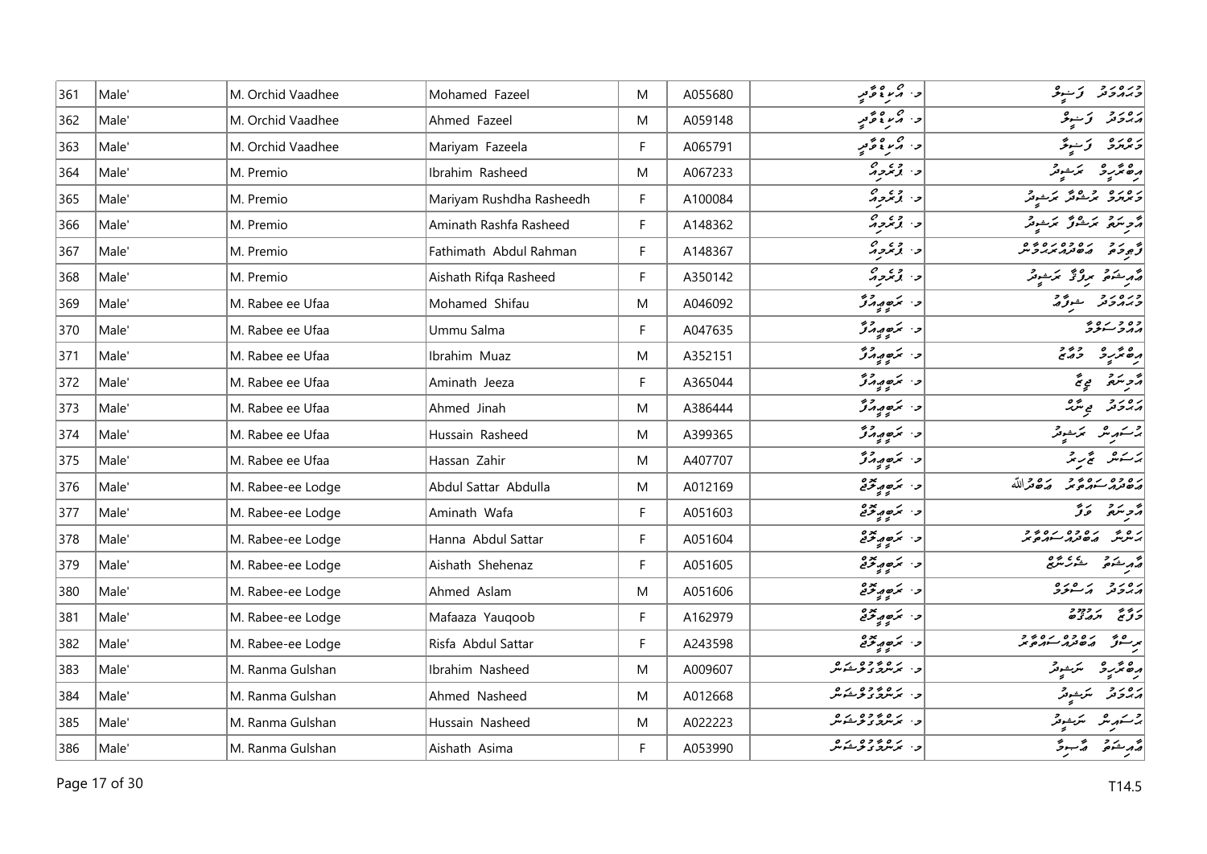| 361 | Male' | M. Orchid Vaadhee | Mohamed Fazeel | M | A055680 | މ. އޯކިޑްވާދީ | މުހައްމަދު ފަޒީލް |
|---|---|---|---|---|---|---|---|
| 362 | Male' | M. Orchid Vaadhee | Ahmed Fazeel | M | A059148 | މ. އޯކިޑްވާދީ | އަހުމަދު ފަޒީލް |
| 363 | Male' | M. Orchid Vaadhee | Mariyam Fazeela | F | A065791 | މ. އޯކިޑްވާދީ | މަރިޔަމް ފަޒީލާ |
| 364 | Male' | M. Premio | Ibrahim Rasheed | M | A067233 | މ. ޕްރީމިއޯ | އިބްރާހީމް ރަޝީދު |
| 365 | Male' | M. Premio | Mariyam Rushdha Rasheedh | F | A100084 | މ. ޕްރީމިއޯ | މަރިޔަމް ރުޝްދާ ރަޝީދު |
| 366 | Male' | M. Premio | Aminath Rashfa Rasheed | F | A148362 | މ. ޕްރީމިއޯ | އާމިނަތު ރަޝްފާ ރަޝީދު |
| 367 | Male' | M. Premio | Fathimath Abdul Rahman | F | A148367 | މ. ޕްރީމިއޯ | ފާތިމަތު އަބްދުއްރަހްމާން |
| 368 | Male' | M. Premio | Aishath Rifqa Rasheed | F | A350142 | މ. ޕްރީމިއޯ | އާއިޝަތު ރިފްޤާ ރަޝީދު |
| 369 | Male' | M. Rabee ee Ufaa | Mohamed Shifau | M | A046092 | މ. ރަބީޢީއުފާ | މުހައްމަދު ޝިފާއު |
| 370 | Male' | M. Rabee ee Ufaa | Ummu Salma | F | A047635 | މ. ރަބީޢީއުފާ | އުއްމު ސަލްމާ |
| 371 | Male' | M. Rabee ee Ufaa | Ibrahim Muaz | M | A352151 | މ. ރަބީޢީއުފާ | އިބްރާހީމް މުޢާޛް |
| 372 | Male' | M. Rabee ee Ufaa | Aminath Jeeza | F | A365044 | މ. ރަބީޢީއުފާ | އާމިނަތު ޖީޒާ |
| 373 | Male' | M. Rabee ee Ufaa | Ahmed Jinah | M | A386444 | މ. ރަބީޢީއުފާ | އަހުމަދު ޖިނާހް |
| 374 | Male' | M. Rabee ee Ufaa | Hussain Rasheed | M | A399365 | މ. ރަބީޢީއުފާ | ހުސައިން ރަޝީދު |
| 375 | Male' | M. Rabee ee Ufaa | Hassan Zahir | M | A407707 | މ. ރަބީޢީއުފާ | ހަސަން ޒާހިރު |
| 376 | Male' | M. Rabee-ee Lodge | Abdul Sattar Abdulla | M | A012169 | މ. ރަބީޢީލޮޖް | އަބްދުލްސައްތާރު އަބްދުﷲ |
| 377 | Male' | M. Rabee-ee Lodge | Aminath Wafa | F | A051603 | މ. ރަބީޢީލޮޖް | އާމިނަތު ވަފާ |
| 378 | Male' | M. Rabee-ee Lodge | Hanna Abdul Sattar | F | A051604 | މ. ރަބީޢީލޮޖް | ހަންނާ އަބްދުލްސައްތާރު |
| 379 | Male' | M. Rabee-ee Lodge | Aishath Shehenaz | F | A051605 | މ. ރަބީޢީލޮޖް | އާއިޝަތު ޝެހެނާޒް |
| 380 | Male' | M. Rabee-ee Lodge | Ahmed Aslam | M | A051606 | މ. ރަބީޢީލޮޖް | އަހުމަދު އަސްލަމް |
| 381 | Male' | M. Rabee-ee Lodge | Mafaaza Yauqoob | F | A162979 | މ. ރަބީޢީލޮޖް | މަފާޒާ ޔައުޤޫބު |
| 382 | Male' | M. Rabee-ee Lodge | Risfa Abdul Sattar | F | A243598 | މ. ރަބީޢީލޮޖް | ރިސްފާ އަބްދުލްސައްތާރު |
| 383 | Male' | M. Ranma Gulshan | Ibrahim Nasheed | M | A009607 | މ. ރަންމާގުލްޝަން | އިބްރާހީމް ނަޝީދު |
| 384 | Male' | M. Ranma Gulshan | Ahmed Nasheed | M | A012668 | މ. ރަންމާގުލްޝަން | އަހުމަދު ނަޝީދު |
| 385 | Male' | M. Ranma Gulshan | Hussain Nasheed | M | A022223 | މ. ރަންމާގުލްޝަން | ހުސައިން ނަޝީދު |
| 386 | Male' | M. Ranma Gulshan | Aishath Asima | F | A053990 | މ. ރަންމާގުލްޝަން | އާއިޝަތު އާސިމާ |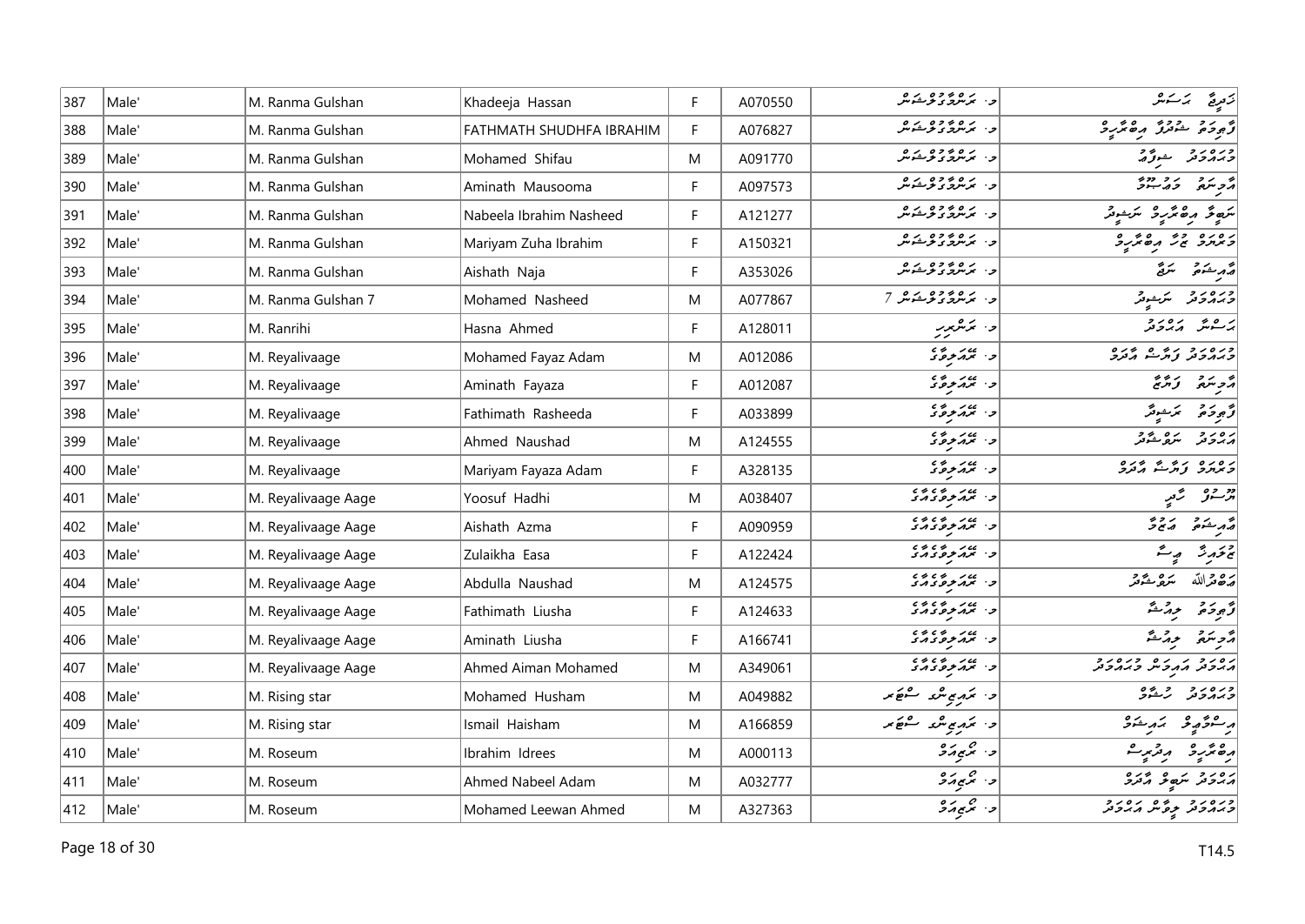| 387 | Male' | M. Ranma Gulshan | Khadeeja Hassan | F | A070550 | މ. ރަންމާގުލްޝަން | ޚަދީޖާ ހަސަން |
|---|---|---|---|---|---|---|---|
| 388 | Male' | M. Ranma Gulshan | FATHMATH SHUDHFA IBRAHIM | F | A076827 | މ. ރަންމާގުލްޝަން | ފާތިމަތު ޝުދުފާ އިބްރާހީމް |
| 389 | Male' | M. Ranma Gulshan | Mohamed Shifau | M | A091770 | މ. ރަންމާގުލްޝަން | މުހައްމަދު ޝިފާއު |
| 390 | Male' | M. Ranma Gulshan | Aminath Mausooma | F | A097573 | މ. ރަންމާގުލްޝަން | އާމިނަތު މައުޞޫމާ |
| 391 | Male' | M. Ranma Gulshan | Nabeela Ibrahim Nasheed | F | A121277 | މ. ރަންމާގުލްޝަން | ނަބީލާ އިބްރާހީމް ނަޝީދު |
| 392 | Male' | M. Ranma Gulshan | Mariyam Zuha Ibrahim | F | A150321 | މ. ރަންމާގުލްޝަން | މަރިޔަމް ޒުހާ އިބްރާހީމް |
| 393 | Male' | M. Ranma Gulshan | Aishath Naja | F | A353026 | މ. ރަންމާގުލްޝަން | އާއިޝަތު ނަޖާ |
| 394 | Male' | M. Ranma Gulshan 7 | Mohamed Nasheed | M | A077867 | މ. ރަންމާގުލްޝަން 7 | މުހައްމަދު ނަޝީދު |
| 395 | Male' | M. Ranrihi | Hasna Ahmed | F | A128011 | މ. ރަންރިހި | ހަސްނާ އަހުމަދު |
| 396 | Male' | M. Reyalivaage | Mohamed Fayaz Adam | M | A012086 | މ. ރެޔަލިވާގެ | މުހައްމަދު ފައްޔާޒް އާދަމް |
| 397 | Male' | M. Reyalivaage | Aminath Fayaza | F | A012087 | މ. ރެޔަލިވާގެ | އާމިނަތު ފައްޔާޒާ |
| 398 | Male' | M. Reyalivaage | Fathimath Rasheeda | F | A033899 | މ. ރެޔަލިވާގެ | ފާތިމަތު ރަޝީދާ |
| 399 | Male' | M. Reyalivaage | Ahmed Naushad | M | A124555 | މ. ރެޔަލިވާގެ | އަހުމަދު ނައުޝާދު |
| 400 | Male' | M. Reyalivaage | Mariyam Fayaza Adam | F | A328135 | މ. ރެޔަލިވާގެ | މަރިޔަމް ފައްޔާޒާ އާދަމް |
| 401 | Male' | M. Reyalivaage Aage | Yoosuf Hadhi | M | A038407 | މ. ރެޔަލިވާގެއާގެ | ޔޫސުފް ހާދީ |
| 402 | Male' | M. Reyalivaage Aage | Aishath Azma | F | A090959 | މ. ރެޔަލިވާގެއާގެ | އާއިޝަތު އަޒްމާ |
| 403 | Male' | M. Reyalivaage Aage | Zulaikha Easa | F | A122424 | މ. ރެޔަލިވާގެއާގެ | ޒުލައިޚާ ޢީސާ |
| 404 | Male' | M. Reyalivaage Aage | Abdulla Naushad | M | A124575 | މ. ރެޔަލިވާގެއާގެ | އަބްދުﷲ ނައުޝާދު |
| 405 | Male' | M. Reyalivaage Aage | Fathimath Liusha | F | A124633 | މ. ރެޔަލިވާގެއާގެ | ފާތިމަތު ލިއުޝާ |
| 406 | Male' | M. Reyalivaage Aage | Aminath Liusha | F | A166741 | މ. ރެޔަލިވާގެއާގެ | އާމިނަތު ލިއުޝާ |
| 407 | Male' | M. Reyalivaage Aage | Ahmed Aiman Mohamed | M | A349061 | މ. ރެޔަލިވާގެއާގެ | އަހުމަދު އައިމަން މުހައްމަދު |
| 408 | Male' | M. Rising star | Mohamed Husham | M | A049882 | މ. ރައިޒިންގ ސްޓާރ | މުހައްމަދު ހުޝާމް |
| 409 | Male' | M. Rising star | Ismail Haisham | M | A166859 | މ. ރައިޒިންގ ސްޓާރ | އިސްމާޢީލް ހައިޝަމް |
| 410 | Male' | M. Roseum | Ibrahim Idrees | M | A000113 | މ. ރޯޒިއަމް | އިބްރާހީމް އިދްރީސް |
| 411 | Male' | M. Roseum | Ahmed Nabeel Adam | M | A032777 | މ. ރޯޒިއަމް | އަހުމަދު ނަބީލް އާދަމް |
| 412 | Male' | M. Roseum | Mohamed Leewan Ahmed | M | A327363 | މ. ރޯޒިއަމް | މުހައްމަދު ލީވާން އަހުމަދު |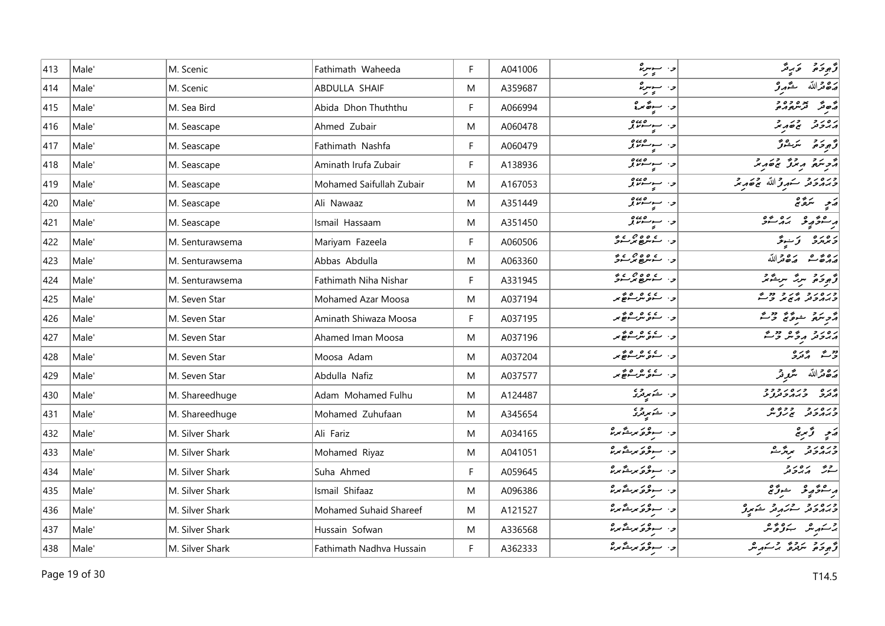| 413 | Male' | M. Scenic | Fathimath Waheeda | F | A041006 | މ. ސީނިކް | ފާތިމަތު ވަހީދާ |
|---|---|---|---|---|---|---|---|
| 414 | Male' | M. Scenic | ABDULLA SHAIF | M | A359687 | މ. ސީނިކް | އަބްދުالله ޝާއިފް |
| 415 | Male' | M. Sea Bird | Abida Dhon Thuththu | F | A066994 | މ. ސީބާޑް | އާބިދާ ދޮންތުއްތު |
| 416 | Male' | M. Seascape | Ahmed Zubair | M | A060478 | މ. ސީސްކޭޕް | އަޙްމަދު ޒުބައިރު |
| 417 | Male' | M. Seascape | Fathimath Nashfa | F | A060479 | މ. ސީސްކޭޕް | ފާތިމަތު ނަޝްފާ |
| 418 | Male' | M. Seascape | Aminath Irufa Zubair | F | A138936 | މ. ސީސްކޭޕް | އާމިނަތު އިރުފާ ޒުބައިރު |
| 419 | Male' | M. Seascape | Mohamed Saifullah Zubair | M | A167053 | މ. ސީސްކޭޕް | މުޙައްމަދު ސައިފުالله ޒުބައިރު |
| 420 | Male' | M. Seascape | Ali Nawaaz | M | A351449 | މ. ސީސްކޭޕް | އަލި ނަވާޒު |
| 421 | Male' | M. Seascape | Ismail Hassaam | M | A351450 | މ. ސީސްކޭޕް | އިސްމާއީލް ހައްސާމް |
| 422 | Male' | M. Senturawsema | Mariyam Fazeela | F | A060506 | މ. ސެންޓުރޯސެމާ | މަރިޔަމް ފަޒީލާ |
| 423 | Male' | M. Senturawsema | Abbas Abdulla | M | A063360 | މ. ސެންޓުރޯސެމާ | އައްބާސް އަބްދުالله |
| 424 | Male' | M. Senturawsema | Fathimath Niha Nishar | F | A331945 | މ. ސެންޓުރޯސެމާ | ފާތިމަތު ނިހާ ނިޝާރު |
| 425 | Male' | M. Seven Star | Mohamed Azar Moosa | M | A037194 | މ. ސެވެންސްޓާރ | މުޙައްމަދު އާޒަރު މޫސާ |
| 426 | Male' | M. Seven Star | Aminath Shiwaza Moosa | F | A037195 | މ. ސެވެންސްޓާރ | އާމިނަތު ޝިވާޒާ މޫސާ |
| 427 | Male' | M. Seven Star | Ahamed Iman Moosa | M | A037196 | މ. ސެވެންސްޓާރ | އަޙްމަދު އީމާން މޫސާ |
| 428 | Male' | M. Seven Star | Moosa Adam | M | A037204 | މ. ސެވެންސްޓާރ | މޫސާ އާދަމް |
| 429 | Male' | M. Seven Star | Abdulla Nafiz | M | A037577 | މ. ސެވެންސްޓާރ | އަބްދުالله ނާފިޒު |
| 430 | Male' | M. Shareedhuge | Adam Mohamed Fulhu | M | A124487 | މ. ޝަރީދުގެ | އާދަމް މުޙައްމަދުފުޅު |
| 431 | Male' | M. Shareedhuge | Mohamed Zuhufaan | M | A345654 | މ. ޝަރީދުގެ | މުޙައްމަދު ޒުހުފާން |
| 432 | Male' | M. Silver Shark | Ali Fariz | M | A034165 | މ. ސިލްވަރޝާކް | އަލި ފާރިޒް |
| 433 | Male' | M. Silver Shark | Mohamed Riyaz | M | A041051 | މ. ސިލްވަރޝާކް | މުޙައްމަދު ރިޔާޒް |
| 434 | Male' | M. Silver Shark | Suha Ahmed | F | A059645 | މ. ސިލްވަރޝާކް | ސުހާ އަޙްމަދު |
| 435 | Male' | M. Silver Shark | Ismail Shifaaz | M | A096386 | މ. ސިލްވަރޝާކް | އިސްމާއީލް ޝިފާޒް |
| 436 | Male' | M. Silver Shark | Mohamed Suhaid Shareef | M | A121527 | މ. ސިލްވަރޝާކް | މުޙައްމަދު ސުހައިދު ޝަރީފް |
| 437 | Male' | M. Silver Shark | Hussain Sofwan | M | A336568 | މ. ސިލްވަރޝާކް | ޙުސައިން ޞަފްވާން |
| 438 | Male' | M. Silver Shark | Fathimath Nadhva Hussain | F | A362333 | މ. ސިލްވަރޝާކް | ފާތިމަތު ނަދުވާ ޙުސައިން |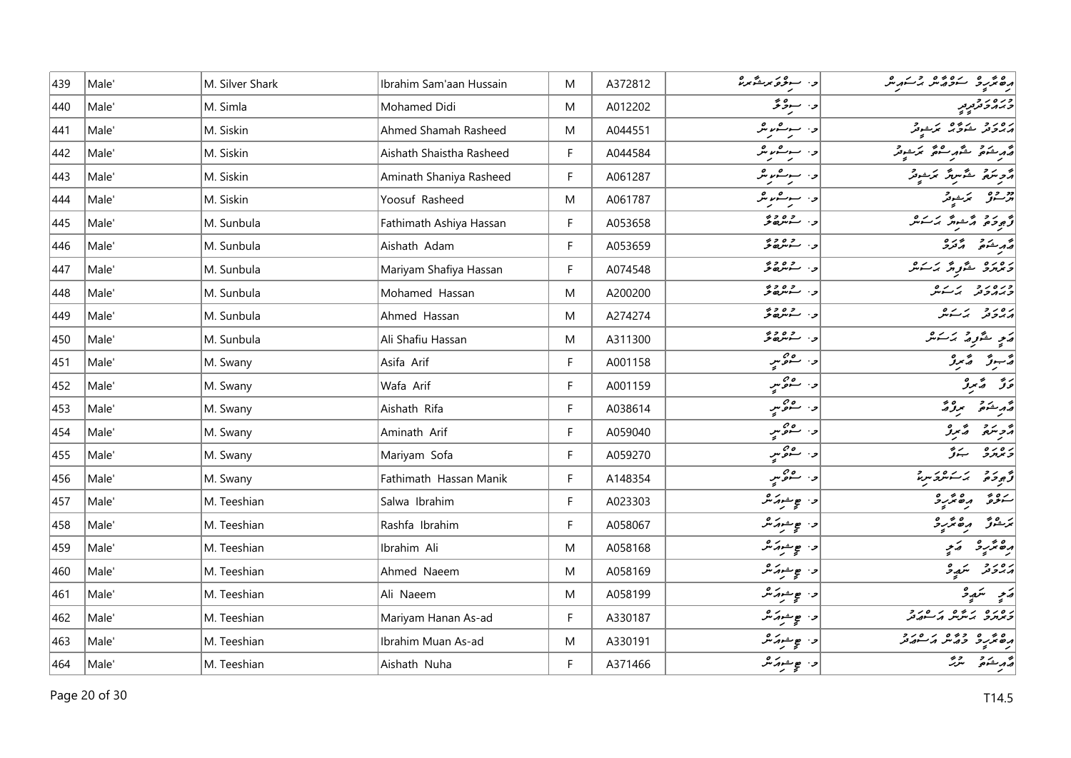| 439 | Male' | M. Silver Shark | Ibrahim Sam'aan Hussain | M | A372812 | މ. ސިލްވަރޝާރކް | އިބްރާހީމް ސަމްއާން ހުސައިން |
|---|---|---|---|---|---|---|---|
| 440 | Male' | M. Simla | Mohamed Didi | M | A012202 | މ. ސިމްލާ | މުޙައްމަދުދީދީ |
| 441 | Male' | M. Siskin | Ahmed Shamah Rasheed | M | A044551 | މ. ސިސްކިން | އަޙްމަދު ޝަމާޙް ރަޝީދު |
| 442 | Male' | M. Siskin | Aishath Shaistha Rasheed | F | A044584 | މ. ސިސްކިން | އާއިޝަތު ޝާއިސްތާ ރަޝީދު |
| 443 | Male' | M. Siskin | Aminath Shaniya Rasheed | F | A061287 | މ. ސިސްކިން | އާމިނަތު ޝާނިޔާ ރަޝީދު |
| 444 | Male' | M. Siskin | Yoosuf Rasheed | M | A061787 | މ. ސިސްކިން | ޔޫސުފު ރަޝީދު |
| 445 | Male' | M. Sunbula | Fathimath Ashiya Hassan | F | A053658 | މ. ސުންބުލާ | ފާތިމަތު އާޝިޔާ ޙަސަން |
| 446 | Male' | M. Sunbula | Aishath Adam | F | A053659 | މ. ސުންބުލާ | އާއިޝަތު އާދަމް |
| 447 | Male' | M. Sunbula | Mariyam Shafiya Hassan | F | A074548 | މ. ސުންބުލާ | މަރިޔަމް ޝާފިޔާ ޙަސަން |
| 448 | Male' | M. Sunbula | Mohamed Hassan | M | A200200 | މ. ސުންބުލާ | މުޙައްމަދު ޙަސަން |
| 449 | Male' | M. Sunbula | Ahmed Hassan | M | A274274 | މ. ސުންބުލާ | އަޙްމަދު ޙަސަން |
| 450 | Male' | M. Sunbula | Ali Shafiu Hassan | M | A311300 | މ. ސުންބުލާ | އަލި ޝާފިއު ޙަސަން |
| 451 | Male' | M. Swany | Asifa Arif | F | A001158 | މ. ސްވަނީ | އާސިފާ އާރިފް |
| 452 | Male' | M. Swany | Wafa Arif | F | A001159 | މ. ސްވަނީ | ވަފާ އާރިފް |
| 453 | Male' | M. Swany | Aishath Rifa | F | A038614 | މ. ސްވަނީ | އާއިޝަތު ރިފާ |
| 454 | Male' | M. Swany | Aminath Arif | F | A059040 | މ. ސްވަނީ | އާމިނަތު އާރިފް |
| 455 | Male' | M. Swany | Mariyam Sofa | F | A059270 | މ. ސްވަނީ | މަރިޔަމް ސޯފާ |
| 456 | Male' | M. Swany | Fathimath Hassan Manik | F | A148354 | މ. ސްވަނީ | ފާތިމަތު ޙަސަންމަނިކު |
| 457 | Male' | M. Teeshian | Salwa Ibrahim | F | A023303 | މ. ޓީޝިއަން | ސަލްވާ އިބްރާހީމް |
| 458 | Male' | M. Teeshian | Rashfa Ibrahim | F | A058067 | މ. ޓީޝިއަން | ރަޝްފާ އިބްރާހީމް |
| 459 | Male' | M. Teeshian | Ibrahim Ali | M | A058168 | މ. ޓީޝިއަން | އިބްރާހީމް އަލި |
| 460 | Male' | M. Teeshian | Ahmed Naeem | M | A058169 | މ. ޓީޝިއަން | އަޙްމަދު ނައީމް |
| 461 | Male' | M. Teeshian | Ali Naeem | M | A058199 | މ. ޓީޝިއަން | އަލި ނައީމް |
| 462 | Male' | M. Teeshian | Mariyam Hanan As-ad | F | A330187 | މ. ޓީޝިއަން | މަރިޔަމް ޙަނާން އަސްއަދު |
| 463 | Male' | M. Teeshian | Ibrahim Muan As-ad | M | A330191 | މ. ޓީޝިއަން | އިބްރާހީމް މުޢާން އަސްއަދު |
| 464 | Male' | M. Teeshian | Aishath Nuha | F | A371466 | މ. ޓީޝިއަން | އާއިޝަތު ނުހާ |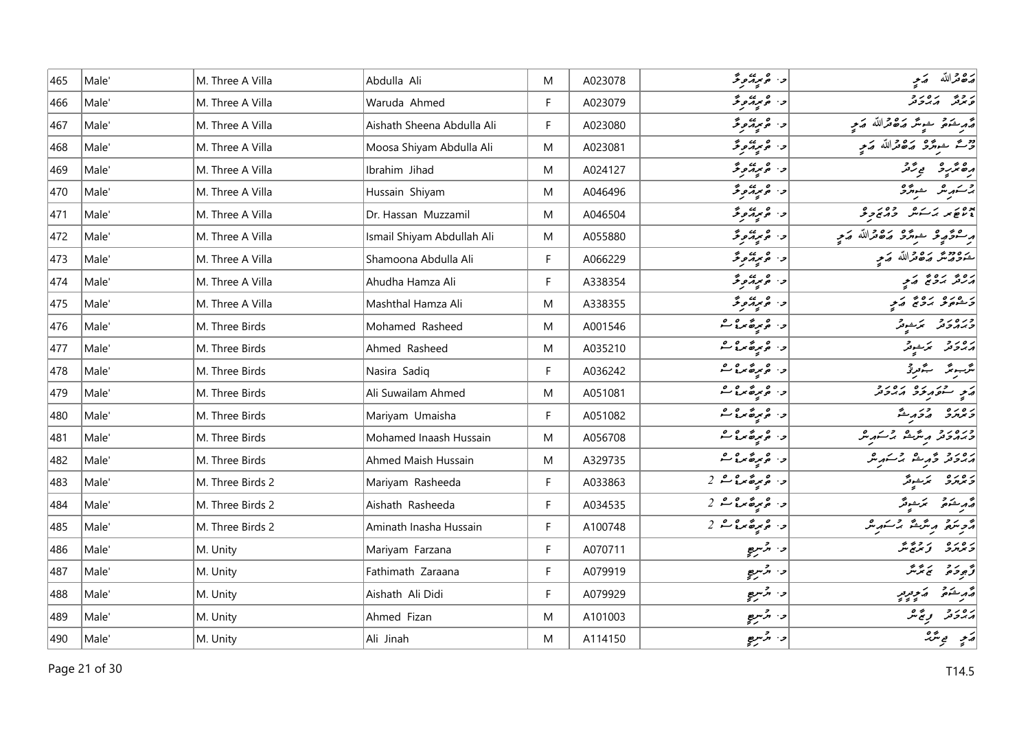| 465 | Male' | M. Three A Villa | Abdulla Ali | M | A023078 | މ. ތްރީއޭވިލާ | އަބްދުﷲ ޢަލީ |
|---|---|---|---|---|---|---|---|
| 466 | Male' | M. Three A Villa | Waruda Ahmed | F | A023079 | މ. ތްރީއޭވިލާ | ވަރުދާ އަޙްމަދު |
| 467 | Male' | M. Three A Villa | Aishath Sheena Abdulla Ali | F | A023080 | މ. ތްރީއޭވިލާ | އާއިޝަތު ޝީނާ އަބްދުﷲ ޢަލީ |
| 468 | Male' | M. Three A Villa | Moosa Shiyam Abdulla Ali | M | A023081 | މ. ތްރީއޭވިލާ | މޫސާ ޝިޔާމް އަބްދުﷲ ޢަލީ |
| 469 | Male' | M. Three A Villa | Ibrahim Jihad | M | A024127 | މ. ތްރީއޭވިލާ | އިބްރާހިމް ޖިހާދު |
| 470 | Male' | M. Three A Villa | Hussain Shiyam | M | A046496 | މ. ތްރީއޭވިލާ | ހުސައިން ޝިޔާމް |
| 471 | Male' | M. Three A Villa | Dr. Hassan Muzzamil | M | A046504 | މ. ތްރީއޭވިލާ | ޑޮކްޓަރ ހަސަން މުއްޒަމިލް |
| 472 | Male' | M. Three A Villa | Ismail Shiyam Abdullah Ali | M | A055880 | މ. ތްރީއޭވިލާ | އިސްމާއީލް ޝިޔާމް އަބްދުﷲ ޢަލީ |
| 473 | Male' | M. Three A Villa | Shamoona Abdulla Ali | F | A066229 | މ. ތްރީއޭވިލާ | ޝަމޫނާ އަބްދުﷲ ޢަލީ |
| 474 | Male' | M. Three A Villa | Ahudha Hamza Ali | F | A338354 | މ. ތްރީއޭވިލާ | އަހުދާ ހަމްޒާ ޢަލީ |
| 475 | Male' | M. Three A Villa | Mashthal Hamza Ali | M | A338355 | މ. ތްރީއޭވިލާ | މަޝްތަލް ހަމްޒާ ޢަލީ |
| 476 | Male' | M. Three Birds | Mohamed Rasheed | M | A001546 | މ. ތްރީބާޑްސް | މުޙައްމަދު ރަޝީދު |
| 477 | Male' | M. Three Birds | Ahmed Rasheed | M | A035210 | މ. ތްރީބާޑްސް | އަޙްމަދު ރަޝީދު |
| 478 | Male' | M. Three Birds | Nasira Sadiq | F | A036242 | މ. ތްރީބާޑްސް | ނާސިރާ ސާދިޤު |
| 479 | Male' | M. Three Birds | Ali Suwailam Ahmed | M | A051081 | މ. ތްރީބާޑްސް | ޢަލީ ސުވައިލަމް އަޙްމަދު |
| 480 | Male' | M. Three Birds | Mariyam Umaisha | F | A051082 | މ. ތްރީބާޑްސް | މަރިޔަމް އުމައިޝާ |
| 481 | Male' | M. Three Birds | Mohamed Inaash Hussain | M | A056708 | މ. ތްރީބާޑްސް | މުޙައްމަދު އިނާޝް ހުސައިން |
| 482 | Male' | M. Three Birds | Ahmed Maish Hussain | M | A329735 | މ. ތްރީބާޑްސް | އަޙްމަދު މާއިޝް ހުސައިން |
| 483 | Male' | M. Three Birds 2 | Mariyam Rasheeda | F | A033863 | މ. ތްރީބާޑްސް 2 | މަރިޔަމް ރަޝީދާ |
| 484 | Male' | M. Three Birds 2 | Aishath Rasheeda | F | A034535 | މ. ތްރީބާޑްސް 2 | އާއިޝަތު ރަޝީދާ |
| 485 | Male' | M. Three Birds 2 | Aminath Inasha Hussain | F | A100748 | މ. ތްރީބާޑްސް 2 | އާމިނަތު އިނާޝާ ހުސައިން |
| 486 | Male' | M. Unity | Mariyam Farzana | F | A070711 | މ. ޔުނިޓީ | މަރިޔަމް ފަރްޒާނާ |
| 487 | Male' | M. Unity | Fathimath Zaraana | F | A079919 | މ. ޔުނިޓީ | ފާތިމަތު ޒަރާނާ |
| 488 | Male' | M. Unity | Aishath Ali Didi | F | A079929 | މ. ޔުނިޓީ | އާއިޝަތު ޢަލީދީދީ |
| 489 | Male' | M. Unity | Ahmed Fizan | M | A101003 | މ. ޔުނިޓީ | އަޙްމަދު ފިޒާން |
| 490 | Male' | M. Unity | Ali Jinah | M | A114150 | މ. ޔުނިޓީ | ޢަލީ ޖިނާޙް |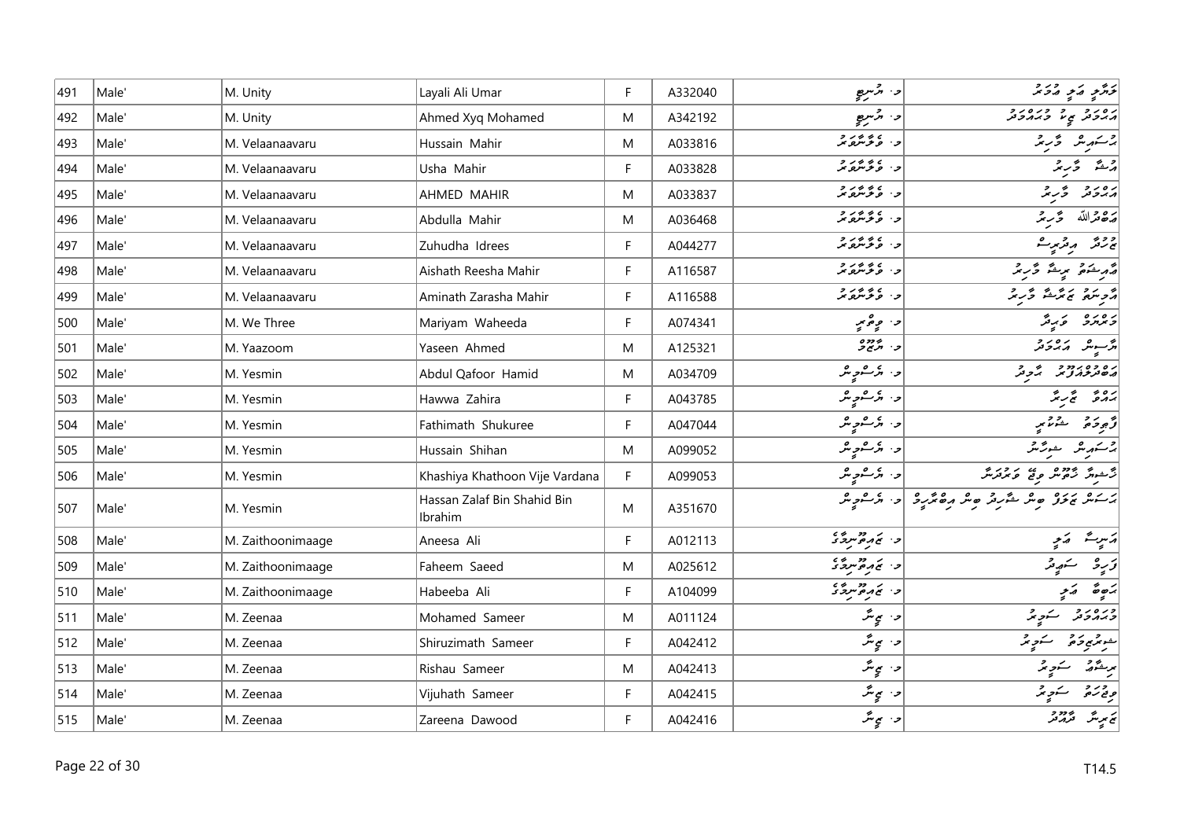| 491 | Male' | M. Unity | Layali Ali Umar | F | A332040 | މ. ޔުނިޓީ | ލަޔާލީ ޢަލީ ޢުމަރު |
|---|---|---|---|---|---|---|---|
| 492 | Male' | M. Unity | Ahmed Xyq Mohamed | M | A342192 | މ. ޔުނިޓީ | އަޙްމަދު ޒިކް މުޙައްމަދު |
| 493 | Male' | M. Velaanaavaru | Hussain Mahir | M | A033816 | މ. ވެލާނާވަރު | ޙުސައިން މާހިރު |
| 494 | Male' | M. Velaanaavaru | Usha Mahir | F | A033828 | މ. ވެލާނާވަރު | އުޝާ މާހިރު |
| 495 | Male' | M. Velaanaavaru | AHMED MAHIR | M | A033837 | މ. ވެލާނާވަރު | އަޙްމަދު މާހިރު |
| 496 | Male' | M. Velaanaavaru | Abdulla Mahir | M | A036468 | މ. ވެލާނާވަރު | އަބްދުﷲ މާހިރު |
| 497 | Male' | M. Velaanaavaru | Zuhudha Idrees | F | A044277 | މ. ވެލާނާވަރު | ޒުހުދާ އިދްރީސް |
| 498 | Male' | M. Velaanaavaru | Aishath Reesha Mahir | F | A116587 | މ. ވެލާނާވަރު | އާއިޝަތު ރީޝާ މާހިރު |
| 499 | Male' | M. Velaanaavaru | Aminath Zarasha Mahir | F | A116588 | މ. ވެލާނާވަރު | އާމިނަތު ޒަރާޝާ މާހިރު |
| 500 | Male' | M. We Three | Mariyam Waheeda | F | A074341 | މ. ވީތްރީ | މަރްޔަމް ވަޙީދާ |
| 501 | Male' | M. Yaazoom | Yaseen Ahmed | M | A125321 | މ. ޔާޒޫމް | ޔާސީން އަޙްމަދު |
| 502 | Male' | M. Yesmin | Abdul Qafoor Hamid | M | A034709 | މ. ޔެސްމިން | އަބްދުލްޣަފޫރު ޙާމިދު |
| 503 | Male' | M. Yesmin | Hawwa Zahira | F | A043785 | މ. ޔެސްމިން | ޙައްވާ ޒާހިރާ |
| 504 | Male' | M. Yesmin | Fathimath Shukuree | F | A047044 | މ. ޔެސްމިން | ފާތިމަތު ޝުކުރީ |
| 505 | Male' | M. Yesmin | Hussain Shihan | M | A099052 | މ. ޔެސްމިން | ޙުސައިން ޝިހާން |
| 506 | Male' | M. Yesmin | Khashiya Khathoon Vije Vardana | F | A099053 | މ. ޔެސްމިން | ޚާޝިޔާ ޚާތޫން ވިޖޭ ވަރދަނާ |
| 507 | Male' | M. Yesmin | Hassan Zalaf Bin Shahid Bin Ibrahim | M | A351670 | މ. ޔެސްމިން | ޙަސަން ޒަލަފް ބިން ޝާހިދު ބިން އިބްރާހީމް |
| 508 | Male' | M. Zaithoonimaage | Aneesa Ali | F | A012113 | މ. ޒައިތޫނިމާގެ | އަނީސާ ޢަލީ |
| 509 | Male' | M. Zaithoonimaage | Faheem Saeed | M | A025612 | މ. ޒައިތޫނިމާގެ | ފަހީމް ސަޢީދު |
| 510 | Male' | M. Zaithoonimaage | Habeeba Ali | F | A104099 | މ. ޒައިތޫނިމާގެ | ޙަބީބާ ޢަލީ |
| 511 | Male' | M. Zeenaa | Mohamed Sameer | M | A011124 | މ. ޒީނާ | މުޙައްމަދު ސަމީރު |
| 512 | Male' | M. Zeenaa | Shiruzimath Sameer | F | A042412 | މ. ޒީނާ | ޝިރުޒިމަތު ސަމީރު |
| 513 | Male' | M. Zeenaa | Rishau Sameer | M | A042413 | މ. ޒީނާ | ރިޝާއު ސަމީރު |
| 514 | Male' | M. Zeenaa | Vijuhath Sameer | F | A042415 | މ. ޒީނާ | ވިޖުހަތު ސަމީރު |
| 515 | Male' | M. Zeenaa | Zareena Dawood | F | A042416 | މ. ޒީނާ | ޒަރީނާ ދާއޫދު |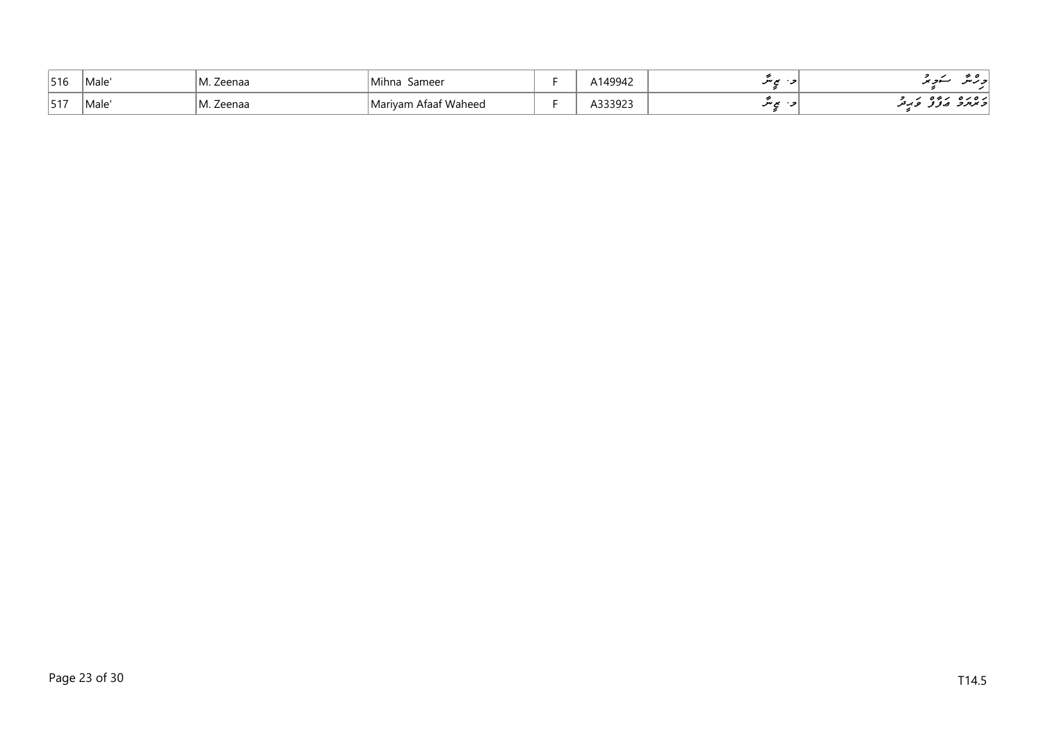| 516 | Male' | M. Zeenaa | Mihna Sameer | F | A149942 | م. سِينَا | مِڙْنَا سَمِيرُ |
|---|---|---|---|---|---|---|---|
| 517 | Male' | M. Zeenaa | Mariyam Afaaf Waheed | F | A333923 | م. سِينَا | مَرْيَمْ عَفَافْ وَحِيدُ |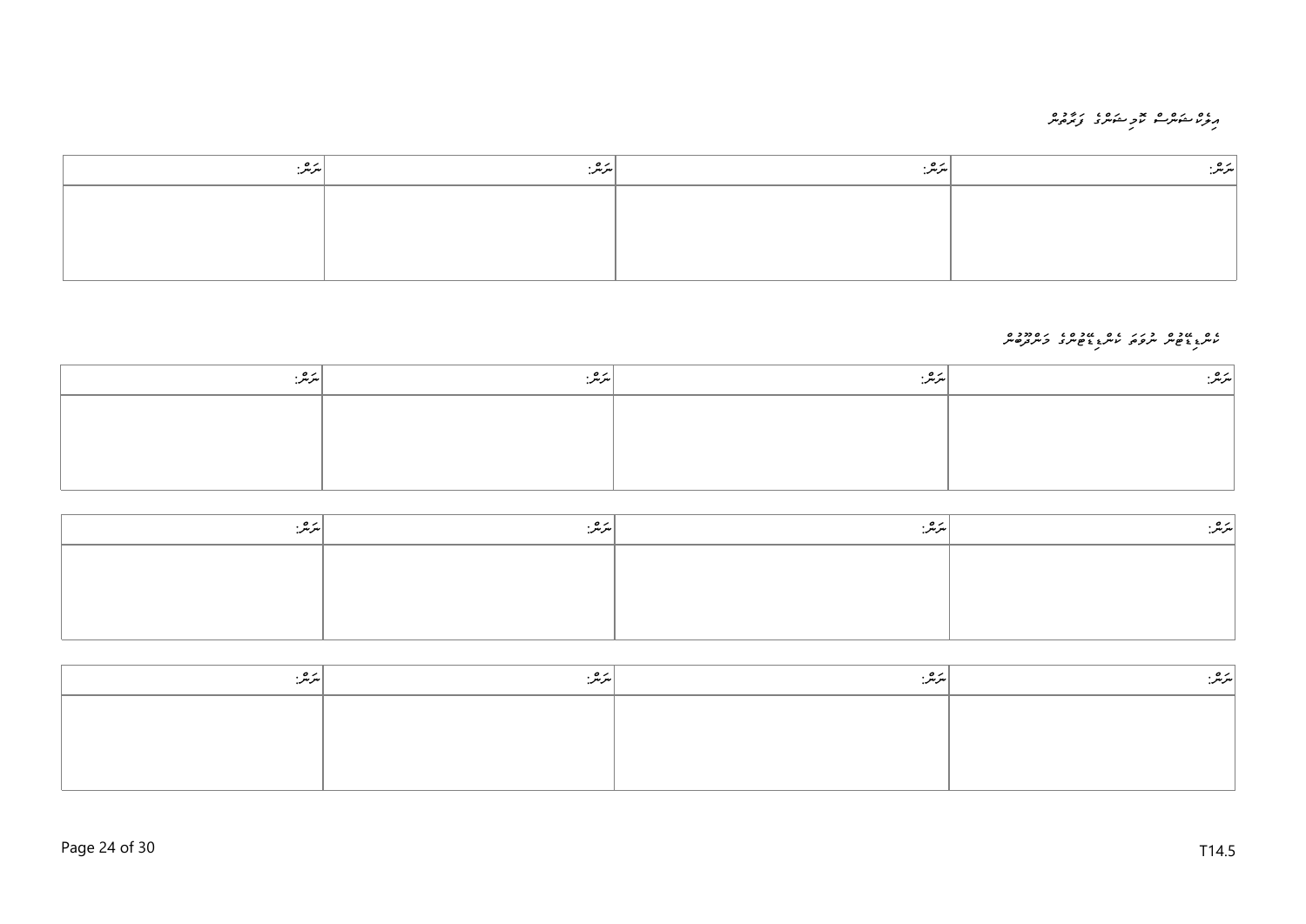# ދިވެހި ސަރުކާރު ގެ ތަރިކަ ވަޒީފާ

| ނަންބަރު: | ނަންބަރު: | ނަންބަރު: | ނަންބަރު: |
|---|---|---|---|
| | | | |

## ކުންފުނީގެ ނުވަތަ އަމިއްލަ ވިޔަފާރިއެއްގެ ވަޒީފާ

| ނަންބަރު: | ނަންބަރު: | ނަންބަރު: | ނަންބަރު: |
|---|---|---|---|
| | | | |

| ނަންބަރު: | ނަންބަރު: | ނަންބަރު: | ނަންބަރު: |
|---|---|---|---|
| | | | |

| ނަންބަރު: | ނަންބަރު: | ނަންބަރު: | ނަންބަރު: |
|---|---|---|---|
| | | | |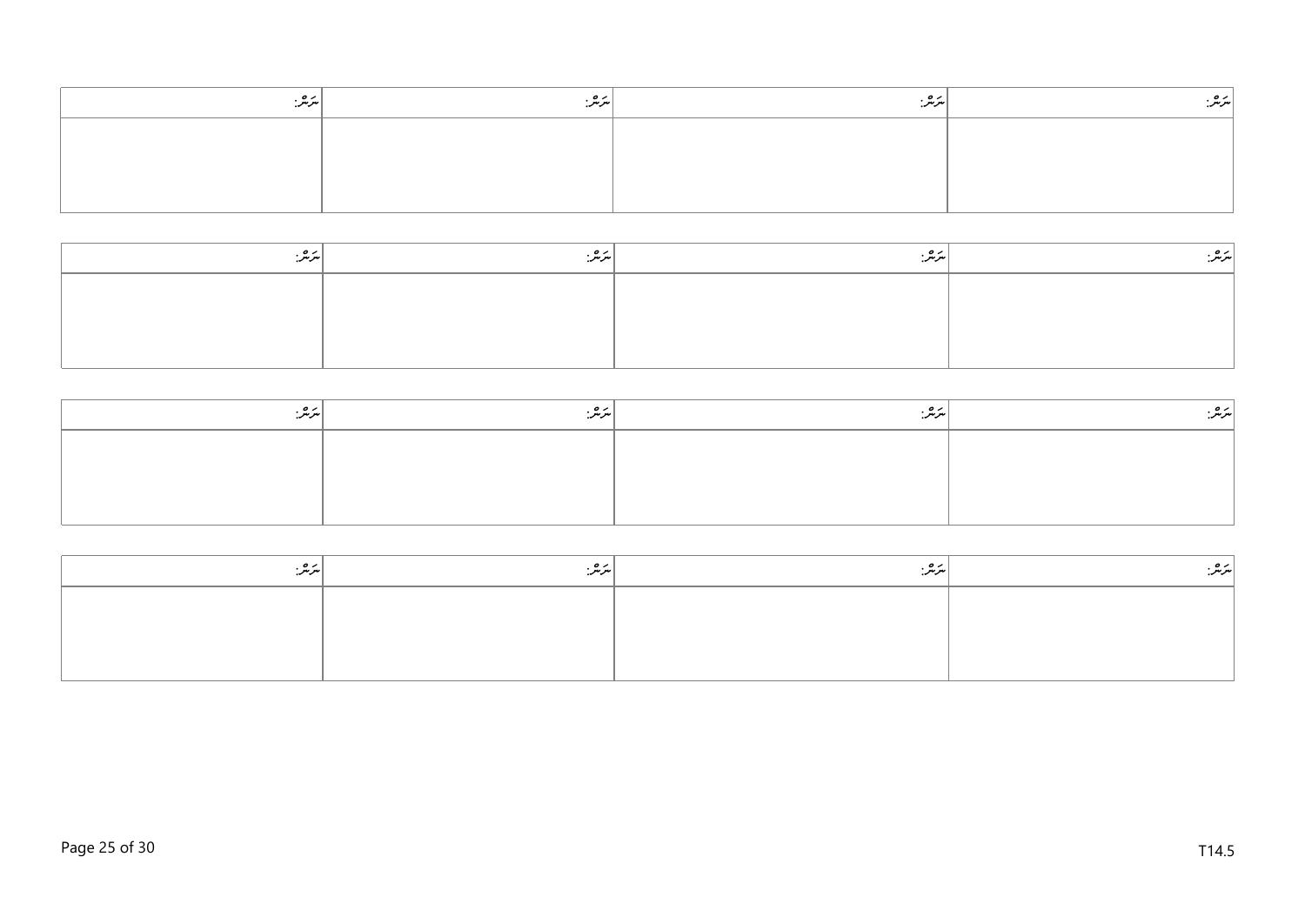| ނަރުދ: | ނަރުދ: | ނަރުދ: | ނަރުދ: |
| --- | --- | --- | --- |
| | | | |

| ނަރުދ: | ނަރުދ: | ނަރުދ: | ނަރުދ: |
| --- | --- | --- | --- |
| | | | |

| ނަރުދ: | ނަރުދ: | ނަރުދ: | ނަރުދ: |
| --- | --- | --- | --- |
| | | | |

| ނަރުދ: | ނަރުދ: | ނަރުދ: | ނަރުދ: |
| --- | --- | --- | --- |
| | | | |

T14.5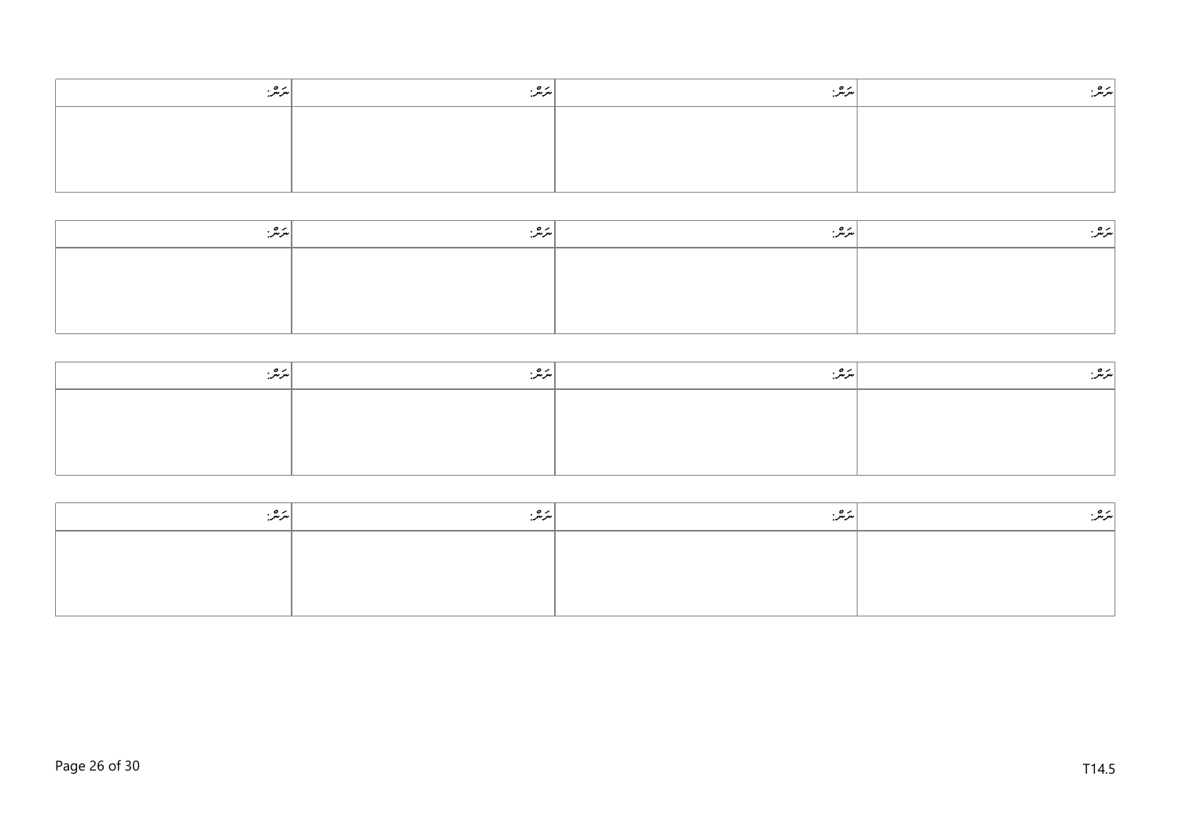| ނަރުދ: | ނަރުދ: | ނަރުދ: | ނަރުދ: |
| --- | --- | --- | --- |
| | | | |

| ނަރުދ: | ނަރުދ: | ނަރުދ: | ނަރުދ: |
| --- | --- | --- | --- |
| | | | |

| ނަރުދ: | ނަރުދ: | ނަރުދ: | ނަރުދ: |
| --- | --- | --- | --- |
| | | | |

| ނަރުދ: | ނަރުދ: | ނަރުދ: | ނަރުދ: |
| --- | --- | --- | --- |
| | | | |

T14.5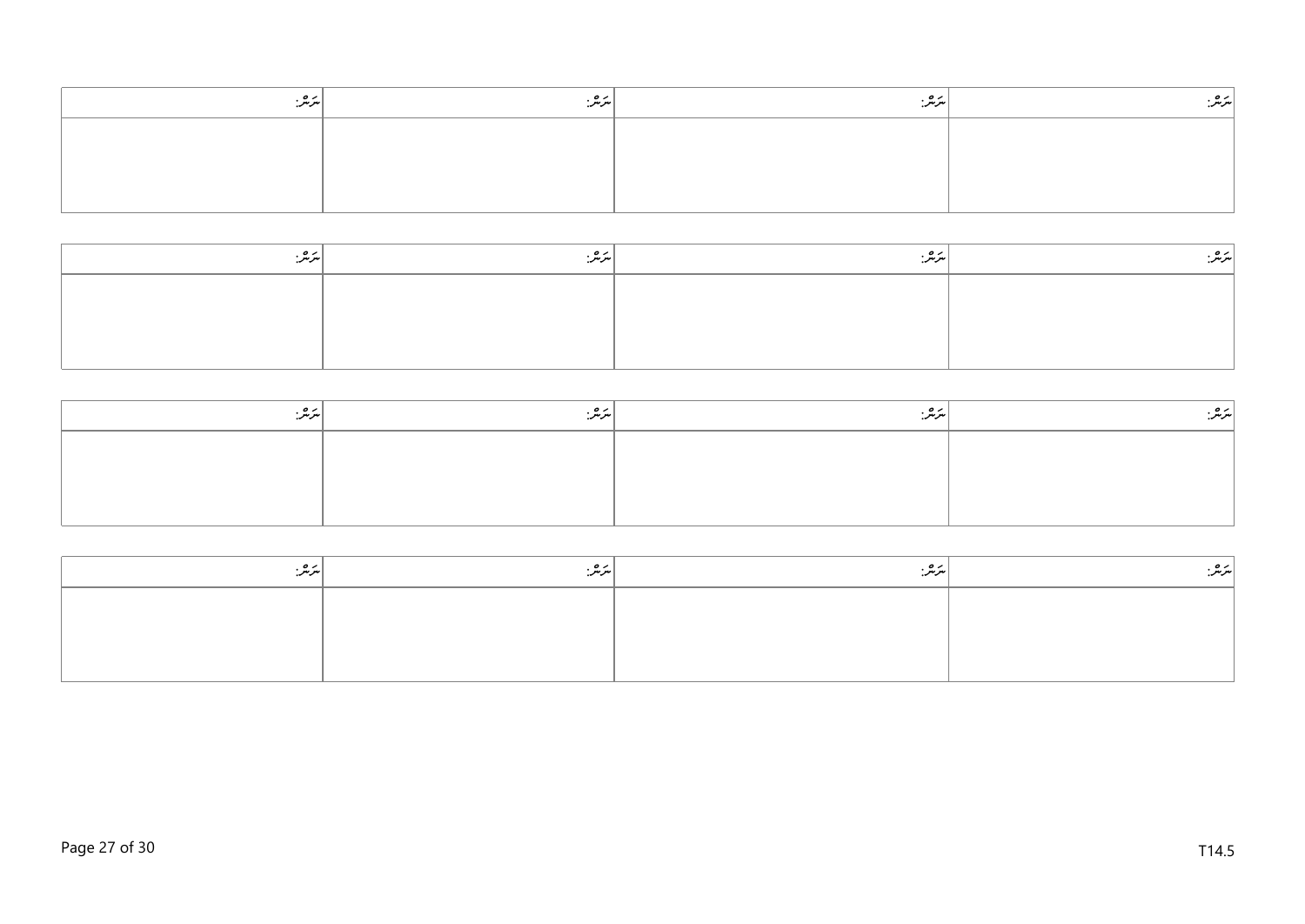| ނަރުދ: | ނަރުދ: | ނަރުދ: | ނަރުދ: |
| --- | --- | --- | --- |
| | | | |

| ނަރުދ: | ނަރުދ: | ނަރުދ: | ނަރުދ: |
| --- | --- | --- | --- |
| | | | |

| ނަރުދ: | ނަރުދ: | ނަރުދ: | ނަރުދ: |
| --- | --- | --- | --- |
| | | | |

| ނަރުދ: | ނަރުދ: | ނަރުދ: | ނަރުދ: |
| --- | --- | --- | --- |
| | | | |

T14.5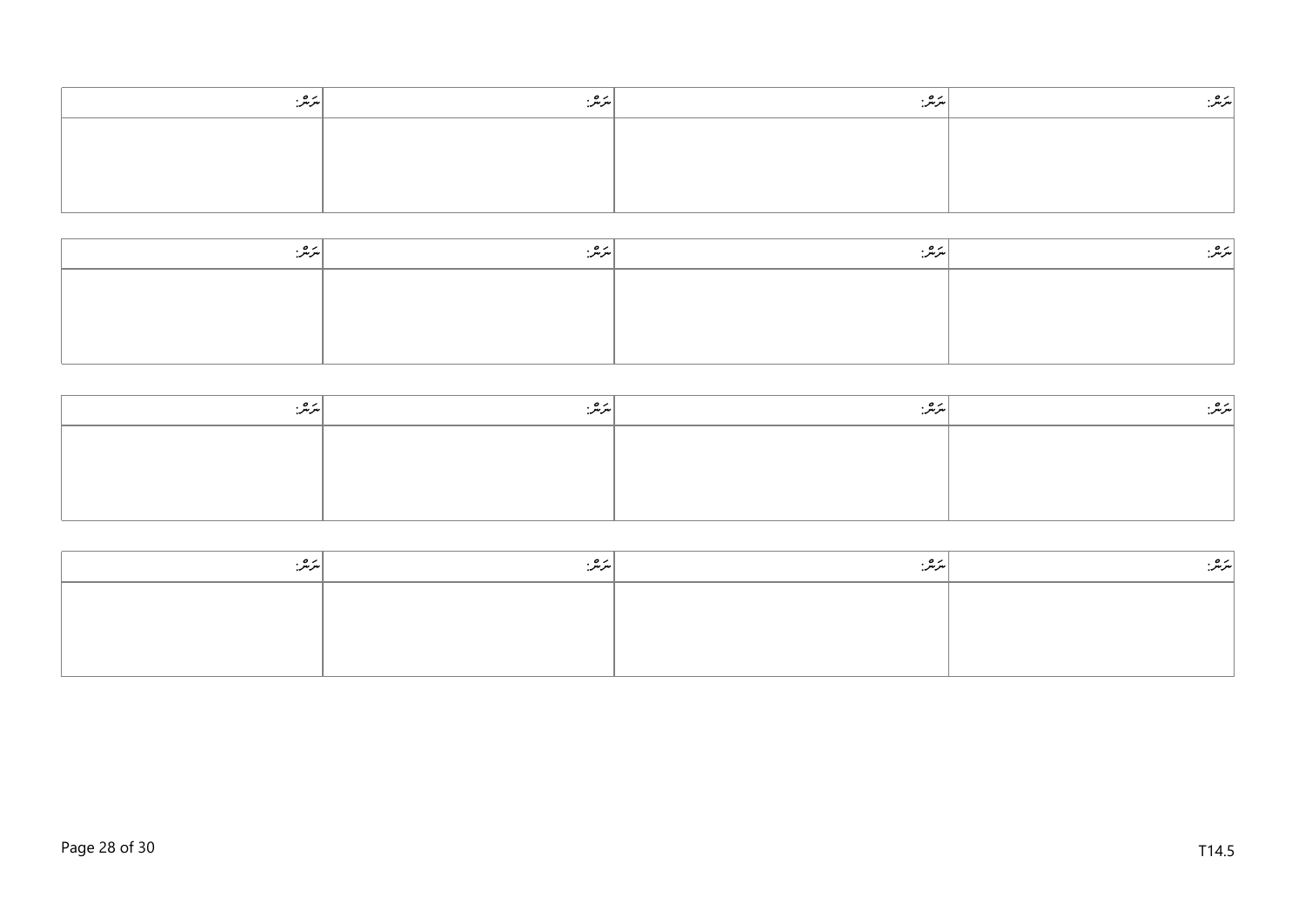| ނަރުދ: | ނަރުދ: | ނަރުދ: | ނަރުދ: |
| --- | --- | --- | --- |
| | | | |

| ނަރުދ: | ނަރުދ: | ނަރުދ: | ނަރުދ: |
| --- | --- | --- | --- |
| | | | |

| ނަރުދ: | ނަރުދ: | ނަރުދ: | ނަރުދ: |
| --- | --- | --- | --- |
| | | | |

| ނަރުދ: | ނަރުދ: | ނަރުދ: | ނަރުދ: |
| --- | --- | --- | --- |
| | | | |

T14.5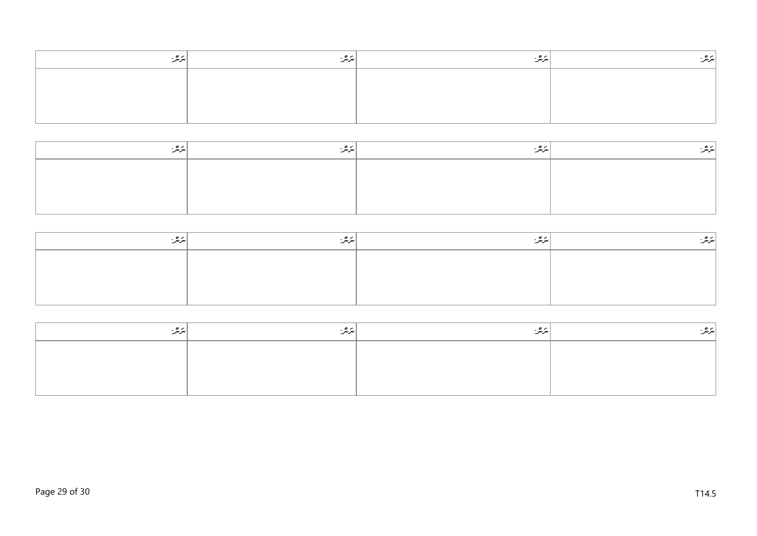| ނަރުދ: | ނަރުދ: | ނަރުދ: | ނަރުދ: |
| --- | --- | --- | --- |
| | | | |

| ނަރުދ: | ނަރުދ: | ނަރުދ: | ނަރުދ: |
| --- | --- | --- | --- |
| | | | |

| ނަރުދ: | ނަރުދ: | ނަރުދ: | ނަރުދ: |
| --- | --- | --- | --- |
| | | | |

| ނަރުދ: | ނަރުދ: | ނަރުދ: | ނަރުދ: |
| --- | --- | --- | --- |
| | | | |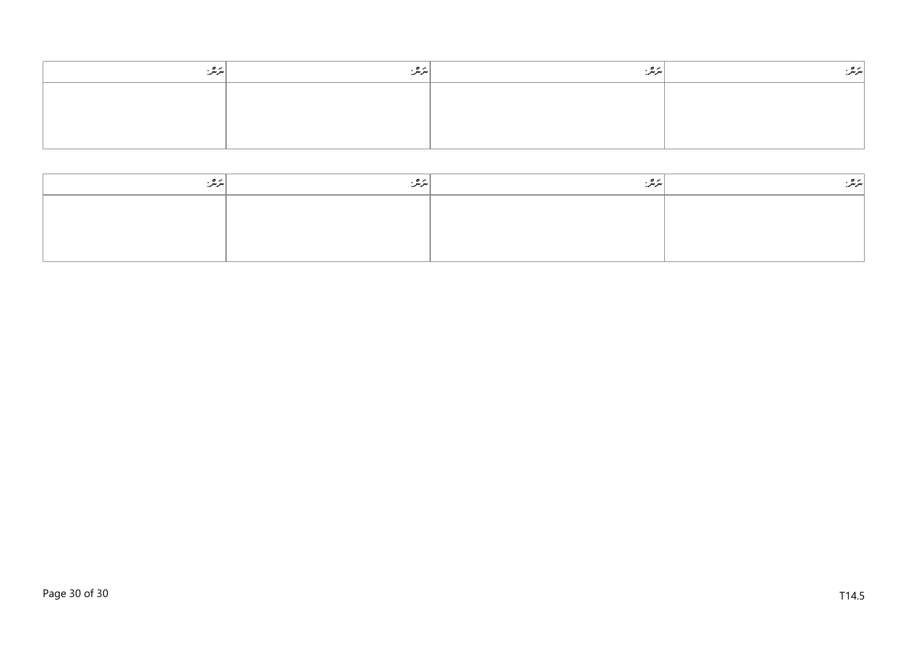| ނަންބަރު: | ނަންބަރު: | ނަންބަރު: | ނަންބަރު: |
| --- | --- | --- | --- |
| | | | |

| ނަންބަރު: | ނަންބަރު: | ނަންބަރު: | ނަންބަރު: |
| --- | --- | --- | --- |
| | | | |

T14.5